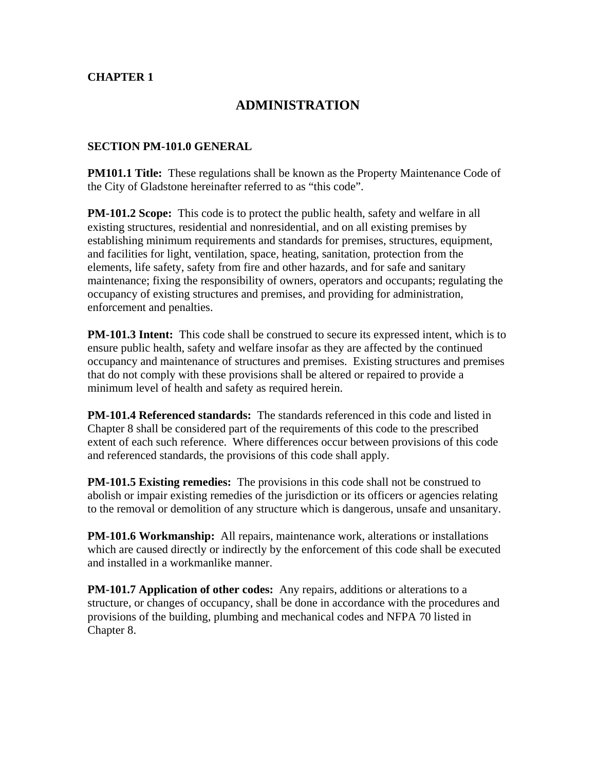**CHAPTER 1**

# ADMINISTRATION

## SECTION PM-101.0 GENERAL

**PM101.1 Title:** These regulations shall be known as the Property Maintenance Code of the City of Gladstone hereinafter referred to as "this code".

**PM-101.2 Scope:** This code is to protect the public health, safety and welfare in all existing structures, residential and nonresidential, and on all existing premises by establishing minimum requirements and standards for premises, structures, equipment, and facilities for light, ventilation, space, heating, sanitation, protection from the elements, life safety, safety from fire and other hazards, and for safe and sanitary maintenance; fixing the responsibility of owners, operators and occupants; regulating the occupancy of existing structures and premises, and providing for administration, enforcement and penalties.

**PM-101.3 Intent:** This code shall be construed to secure its expressed intent, which is to ensure public health, safety and welfare insofar as they are affected by the continued occupancy and maintenance of structures and premises. Existing structures and premises that do not comply with these provisions shall be altered or repaired to provide a minimum level of health and safety as required herein.

**PM-101.4 Referenced standards:** The standards referenced in this code and listed in Chapter 8 shall be considered part of the requirements of this code to the prescribed extent of each such reference. Where differences occur between provisions of this code and referenced standards, the provisions of this code shall apply.

**PM-101.5 Existing remedies:** The provisions in this code shall not be construed to abolish or impair existing remedies of the jurisdiction or its officers or agencies relating to the removal or demolition of any structure which is dangerous, unsafe and unsanitary.

**PM-101.6 Workmanship:** All repairs, maintenance work, alterations or installations which are caused directly or indirectly by the enforcement of this code shall be executed and installed in a workmanlike manner.

**PM-101.7 Application of other codes:** Any repairs, additions or alterations to a structure, or changes of occupancy, shall be done in accordance with the procedures and provisions of the building, plumbing and mechanical codes and NFPA 70 listed in Chapter 8.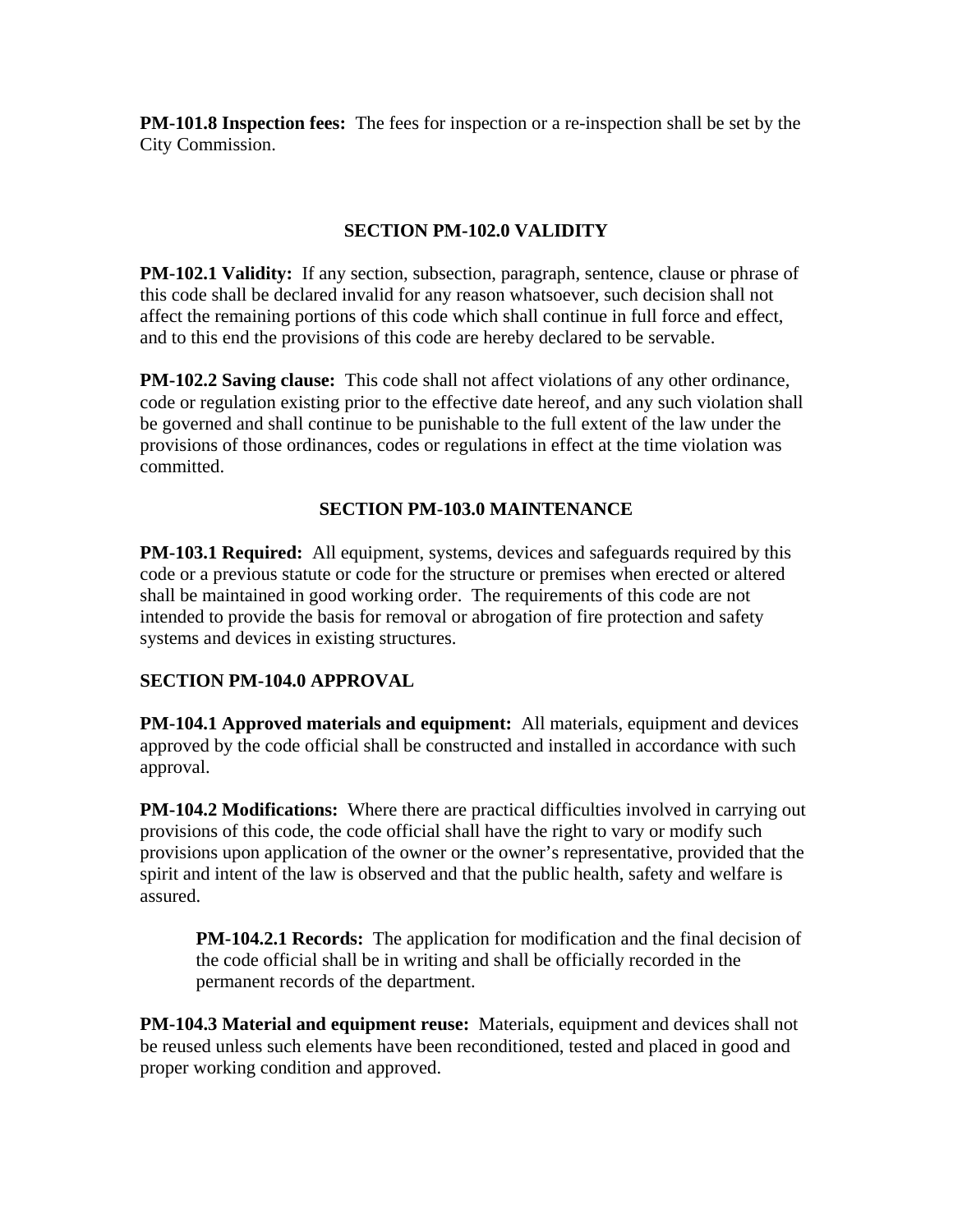**PM-101.8 Inspection fees:** The fees for inspection or a re-inspection shall be set by the City Commission.

## SECTION PM-102.0 VALIDITY

**PM-102.1 Validity:** If any section, subsection, paragraph, sentence, clause or phrase of this code shall be declared invalid for any reason whatsoever, such decision shall not affect the remaining portions of this code which shall continue in full force and effect, and to this end the provisions of this code are hereby declared to be servable.

**PM-102.2 Saving clause:** This code shall not affect violations of any other ordinance, code or regulation existing prior to the effective date hereof, and any such violation shall be governed and shall continue to be punishable to the full extent of the law under the provisions of those ordinances, codes or regulations in effect at the time violation was committed.

## SECTION PM-103.0 MAINTENANCE

**PM-103.1 Required:** All equipment, systems, devices and safeguards required by this code or a previous statute or code for the structure or premises when erected or altered shall be maintained in good working order. The requirements of this code are not intended to provide the basis for removal or abrogation of fire protection and safety systems and devices in existing structures.

## SECTION PM-104.0 APPROVAL

**PM-104.1 Approved materials and equipment:** All materials, equipment and devices approved by the code official shall be constructed and installed in accordance with such approval.

**PM-104.2 Modifications:** Where there are practical difficulties involved in carrying out provisions of this code, the code official shall have the right to vary or modify such provisions upon application of the owner or the owner's representative, provided that the spirit and intent of the law is observed and that the public health, safety and welfare is assured.

> **PM-104.2.1 Records:** The application for modification and the final decision of the code official shall be in writing and shall be officially recorded in the permanent records of the department.

**PM-104.3 Material and equipment reuse:** Materials, equipment and devices shall not be reused unless such elements have been reconditioned, tested and placed in good and proper working condition and approved.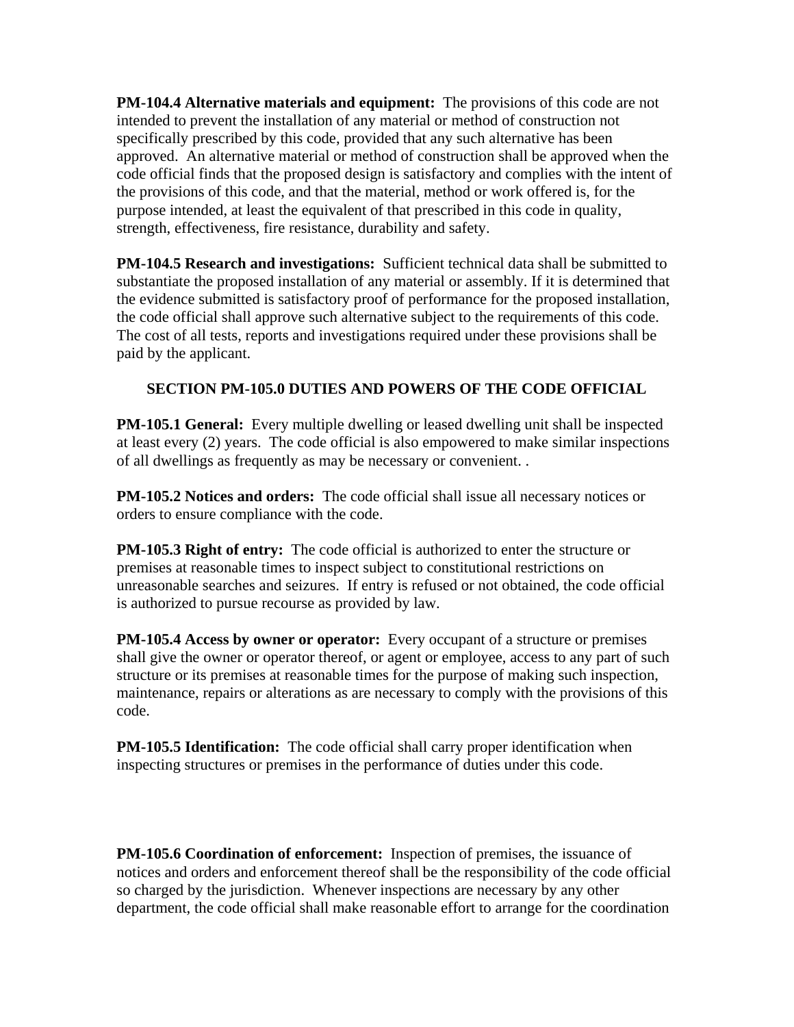**PM-104.4 Alternative materials and equipment:** The provisions of this code are not intended to prevent the installation of any material or method of construction not specifically prescribed by this code, provided that any such alternative has been approved. An alternative material or method of construction shall be approved when the code official finds that the proposed design is satisfactory and complies with the intent of the provisions of this code, and that the material, method or work offered is, for the purpose intended, at least the equivalent of that prescribed in this code in quality, strength, effectiveness, fire resistance, durability and safety.

**PM-104.5 Research and investigations:** Sufficient technical data shall be submitted to substantiate the proposed installation of any material or assembly. If it is determined that the evidence submitted is satisfactory proof of performance for the proposed installation, the code official shall approve such alternative subject to the requirements of this code. The cost of all tests, reports and investigations required under these provisions shall be paid by the applicant.

## SECTION PM-105.0 DUTIES AND POWERS OF THE CODE OFFICIAL

**PM-105.1 General:** Every multiple dwelling or leased dwelling unit shall be inspected at least every (2) years. The code official is also empowered to make similar inspections of all dwellings as frequently as may be necessary or convenient. .

**PM-105.2 Notices and orders:** The code official shall issue all necessary notices or orders to ensure compliance with the code.

**PM-105.3 Right of entry:** The code official is authorized to enter the structure or premises at reasonable times to inspect subject to constitutional restrictions on unreasonable searches and seizures. If entry is refused or not obtained, the code official is authorized to pursue recourse as provided by law.

**PM-105.4 Access by owner or operator:** Every occupant of a structure or premises shall give the owner or operator thereof, or agent or employee, access to any part of such structure or its premises at reasonable times for the purpose of making such inspection, maintenance, repairs or alterations as are necessary to comply with the provisions of this code.

**PM-105.5 Identification:** The code official shall carry proper identification when inspecting structures or premises in the performance of duties under this code.

**PM-105.6 Coordination of enforcement:** Inspection of premises, the issuance of notices and orders and enforcement thereof shall be the responsibility of the code official so charged by the jurisdiction. Whenever inspections are necessary by any other department, the code official shall make reasonable effort to arrange for the coordination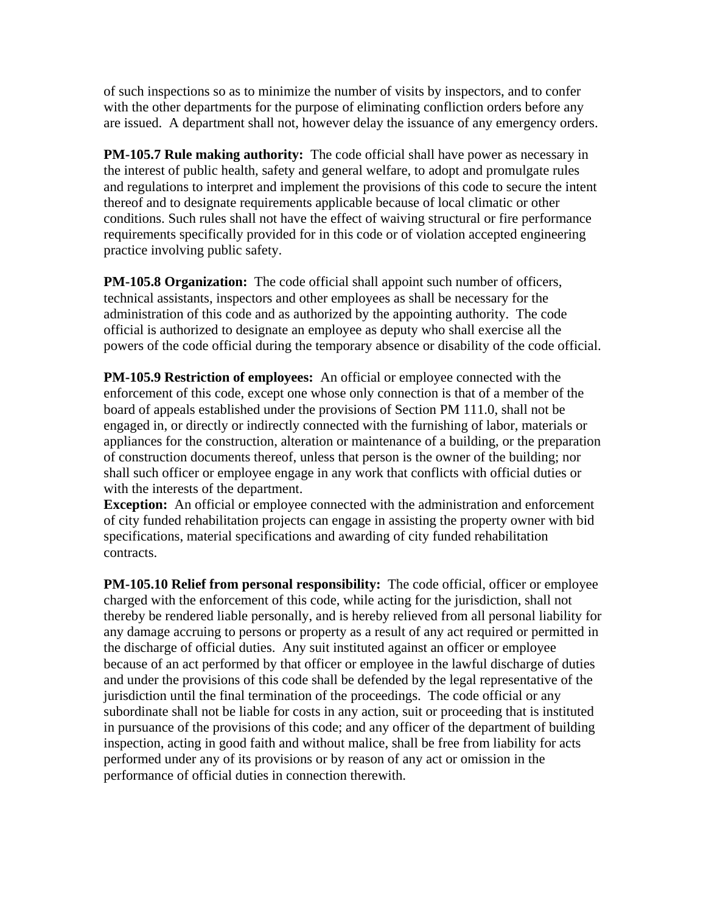of such inspections so as to minimize the number of visits by inspectors, and to confer with the other departments for the purpose of eliminating confliction orders before any are issued. A department shall not, however delay the issuance of any emergency orders.

**PM-105.7 Rule making authority:** The code official shall have power as necessary in the interest of public health, safety and general welfare, to adopt and promulgate rules and regulations to interpret and implement the provisions of this code to secure the intent thereof and to designate requirements applicable because of local climatic or other conditions. Such rules shall not have the effect of waiving structural or fire performance requirements specifically provided for in this code or of violation accepted engineering practice involving public safety.

**PM-105.8 Organization:** The code official shall appoint such number of officers, technical assistants, inspectors and other employees as shall be necessary for the administration of this code and as authorized by the appointing authority. The code official is authorized to designate an employee as deputy who shall exercise all the powers of the code official during the temporary absence or disability of the code official.

**PM-105.9 Restriction of employees:** An official or employee connected with the enforcement of this code, except one whose only connection is that of a member of the board of appeals established under the provisions of Section PM 111.0, shall not be engaged in, or directly or indirectly connected with the furnishing of labor, materials or appliances for the construction, alteration or maintenance of a building, or the preparation of construction documents thereof, unless that person is the owner of the building; nor shall such officer or employee engage in any work that conflicts with official duties or with the interests of the department.
**Exception:** An official or employee connected with the administration and enforcement of city funded rehabilitation projects can engage in assisting the property owner with bid specifications, material specifications and awarding of city funded rehabilitation contracts.

**PM-105.10 Relief from personal responsibility:** The code official, officer or employee charged with the enforcement of this code, while acting for the jurisdiction, shall not thereby be rendered liable personally, and is hereby relieved from all personal liability for any damage accruing to persons or property as a result of any act required or permitted in the discharge of official duties. Any suit instituted against an officer or employee because of an act performed by that officer or employee in the lawful discharge of duties and under the provisions of this code shall be defended by the legal representative of the jurisdiction until the final termination of the proceedings. The code official or any subordinate shall not be liable for costs in any action, suit or proceeding that is instituted in pursuance of the provisions of this code; and any officer of the department of building inspection, acting in good faith and without malice, shall be free from liability for acts performed under any of its provisions or by reason of any act or omission in the performance of official duties in connection therewith.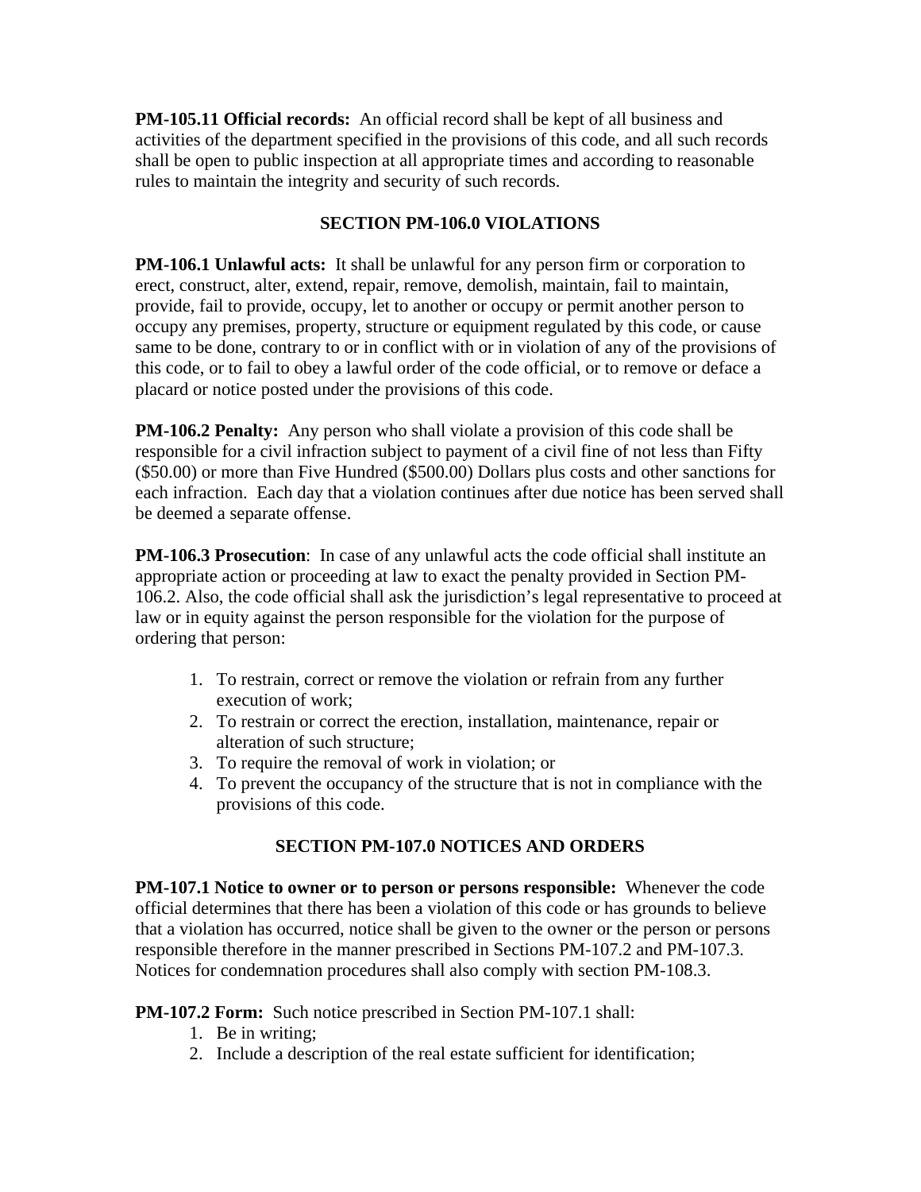**PM-105.11 Official records:** An official record shall be kept of all business and activities of the department specified in the provisions of this code, and all such records shall be open to public inspection at all appropriate times and according to reasonable rules to maintain the integrity and security of such records.

## SECTION PM-106.0 VIOLATIONS

**PM-106.1 Unlawful acts:** It shall be unlawful for any person firm or corporation to erect, construct, alter, extend, repair, remove, demolish, maintain, fail to maintain, provide, fail to provide, occupy, let to another or occupy or permit another person to occupy any premises, property, structure or equipment regulated by this code, or cause same to be done, contrary to or in conflict with or in violation of any of the provisions of this code, or to fail to obey a lawful order of the code official, or to remove or deface a placard or notice posted under the provisions of this code.

**PM-106.2 Penalty:** Any person who shall violate a provision of this code shall be responsible for a civil infraction subject to payment of a civil fine of not less than Fifty ($50.00) or more than Five Hundred ($500.00) Dollars plus costs and other sanctions for each infraction. Each day that a violation continues after due notice has been served shall be deemed a separate offense.

**PM-106.3 Prosecution**: In case of any unlawful acts the code official shall institute an appropriate action or proceeding at law to exact the penalty provided in Section PM-106.2. Also, the code official shall ask the jurisdiction's legal representative to proceed at law or in equity against the person responsible for the violation for the purpose of ordering that person:

1. To restrain, correct or remove the violation or refrain from any further execution of work;
2. To restrain or correct the erection, installation, maintenance, repair or alteration of such structure;
3. To require the removal of work in violation; or
4. To prevent the occupancy of the structure that is not in compliance with the provisions of this code.

## SECTION PM-107.0 NOTICES AND ORDERS

**PM-107.1 Notice to owner or to person or persons responsible:** Whenever the code official determines that there has been a violation of this code or has grounds to believe that a violation has occurred, notice shall be given to the owner or the person or persons responsible therefore in the manner prescribed in Sections PM-107.2 and PM-107.3. Notices for condemnation procedures shall also comply with section PM-108.3.

**PM-107.2 Form:** Such notice prescribed in Section PM-107.1 shall:

1. Be in writing;
2. Include a description of the real estate sufficient for identification;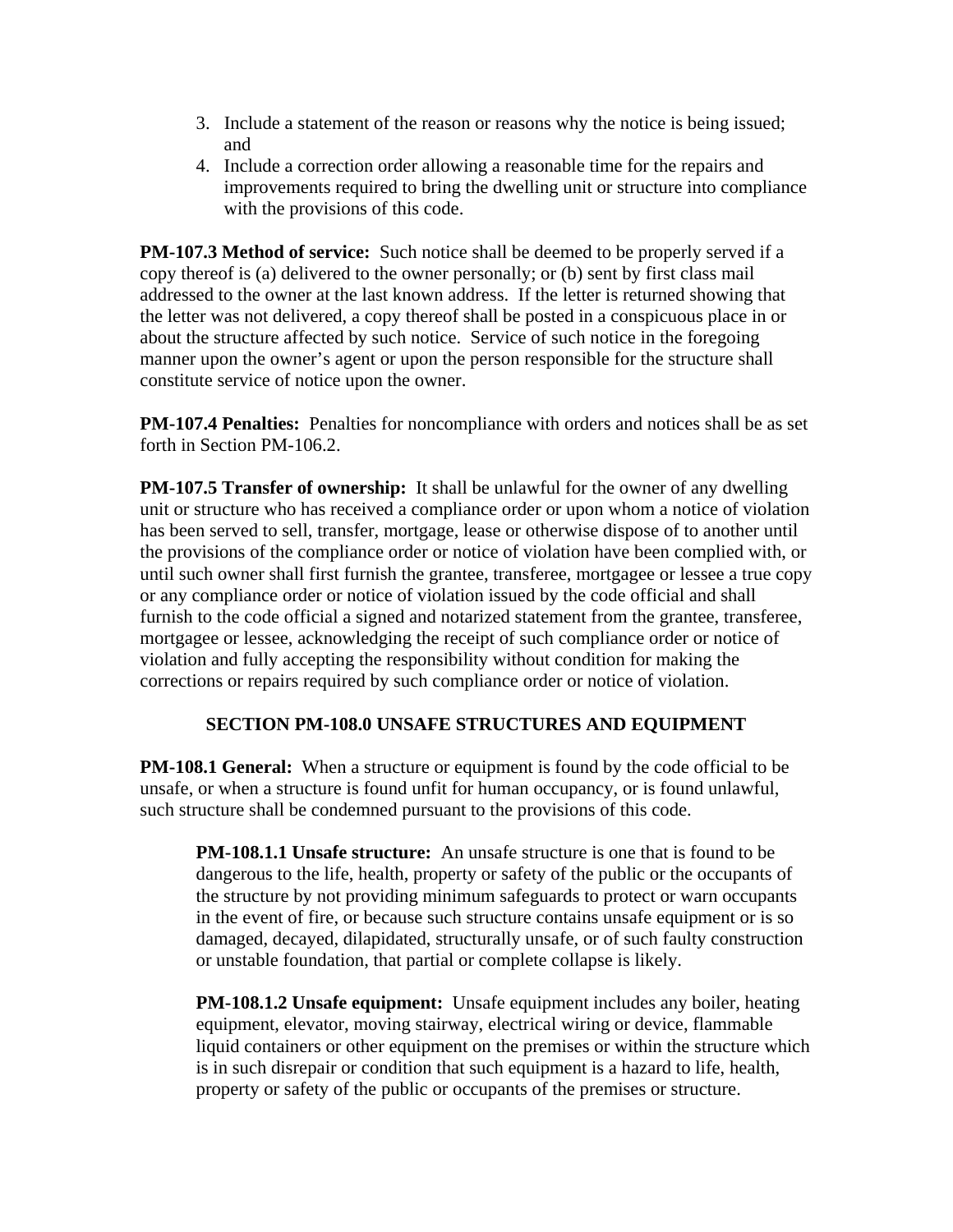3. Include a statement of the reason or reasons why the notice is being issued; and
4. Include a correction order allowing a reasonable time for the repairs and improvements required to bring the dwelling unit or structure into compliance with the provisions of this code.

**PM-107.3 Method of service:** Such notice shall be deemed to be properly served if a copy thereof is (a) delivered to the owner personally; or (b) sent by first class mail addressed to the owner at the last known address. If the letter is returned showing that the letter was not delivered, a copy thereof shall be posted in a conspicuous place in or about the structure affected by such notice. Service of such notice in the foregoing manner upon the owner's agent or upon the person responsible for the structure shall constitute service of notice upon the owner.

**PM-107.4 Penalties:** Penalties for noncompliance with orders and notices shall be as set forth in Section PM-106.2.

**PM-107.5 Transfer of ownership:** It shall be unlawful for the owner of any dwelling unit or structure who has received a compliance order or upon whom a notice of violation has been served to sell, transfer, mortgage, lease or otherwise dispose of to another until the provisions of the compliance order or notice of violation have been complied with, or until such owner shall first furnish the grantee, transferee, mortgagee or lessee a true copy or any compliance order or notice of violation issued by the code official and shall furnish to the code official a signed and notarized statement from the grantee, transferee, mortgagee or lessee, acknowledging the receipt of such compliance order or notice of violation and fully accepting the responsibility without condition for making the corrections or repairs required by such compliance order or notice of violation.

## SECTION PM-108.0 UNSAFE STRUCTURES AND EQUIPMENT

**PM-108.1 General:** When a structure or equipment is found by the code official to be unsafe, or when a structure is found unfit for human occupancy, or is found unlawful, such structure shall be condemned pursuant to the provisions of this code.

> **PM-108.1.1 Unsafe structure:** An unsafe structure is one that is found to be dangerous to the life, health, property or safety of the public or the occupants of the structure by not providing minimum safeguards to protect or warn occupants in the event of fire, or because such structure contains unsafe equipment or is so damaged, decayed, dilapidated, structurally unsafe, or of such faulty construction or unstable foundation, that partial or complete collapse is likely.
>
> **PM-108.1.2 Unsafe equipment:** Unsafe equipment includes any boiler, heating equipment, elevator, moving stairway, electrical wiring or device, flammable liquid containers or other equipment on the premises or within the structure which is in such disrepair or condition that such equipment is a hazard to life, health, property or safety of the public or occupants of the premises or structure.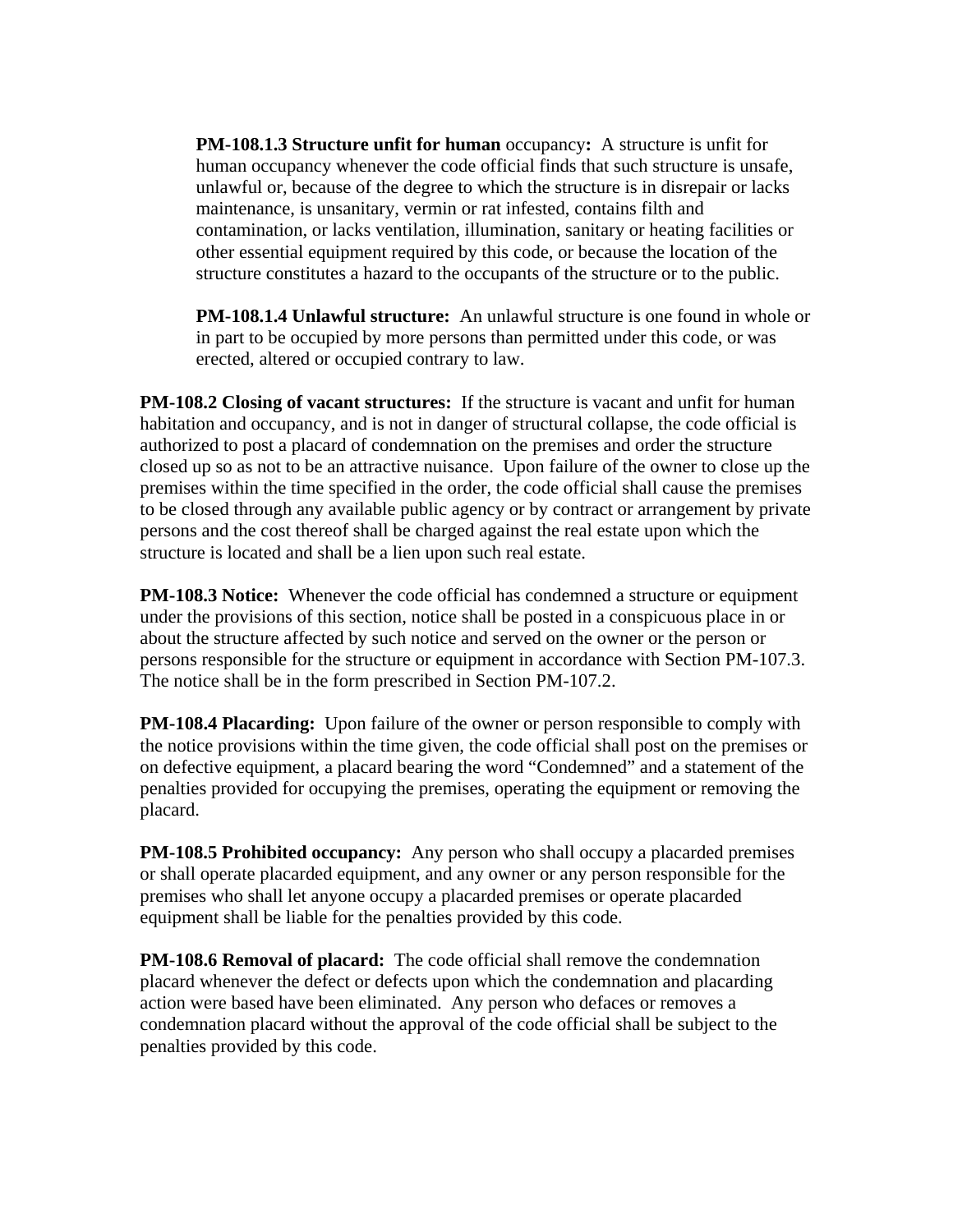**PM-108.1.3 Structure unfit for human** occupancy**:** A structure is unfit for human occupancy whenever the code official finds that such structure is unsafe, unlawful or, because of the degree to which the structure is in disrepair or lacks maintenance, is unsanitary, vermin or rat infested, contains filth and contamination, or lacks ventilation, illumination, sanitary or heating facilities or other essential equipment required by this code, or because the location of the structure constitutes a hazard to the occupants of the structure or to the public.

**PM-108.1.4 Unlawful structure:** An unlawful structure is one found in whole or in part to be occupied by more persons than permitted under this code, or was erected, altered or occupied contrary to law.

**PM-108.2 Closing of vacant structures:** If the structure is vacant and unfit for human habitation and occupancy, and is not in danger of structural collapse, the code official is authorized to post a placard of condemnation on the premises and order the structure closed up so as not to be an attractive nuisance. Upon failure of the owner to close up the premises within the time specified in the order, the code official shall cause the premises to be closed through any available public agency or by contract or arrangement by private persons and the cost thereof shall be charged against the real estate upon which the structure is located and shall be a lien upon such real estate.

**PM-108.3 Notice:** Whenever the code official has condemned a structure or equipment under the provisions of this section, notice shall be posted in a conspicuous place in or about the structure affected by such notice and served on the owner or the person or persons responsible for the structure or equipment in accordance with Section PM-107.3. The notice shall be in the form prescribed in Section PM-107.2.

**PM-108.4 Placarding:** Upon failure of the owner or person responsible to comply with the notice provisions within the time given, the code official shall post on the premises or on defective equipment, a placard bearing the word "Condemned" and a statement of the penalties provided for occupying the premises, operating the equipment or removing the placard.

**PM-108.5 Prohibited occupancy:** Any person who shall occupy a placarded premises or shall operate placarded equipment, and any owner or any person responsible for the premises who shall let anyone occupy a placarded premises or operate placarded equipment shall be liable for the penalties provided by this code.

**PM-108.6 Removal of placard:** The code official shall remove the condemnation placard whenever the defect or defects upon which the condemnation and placarding action were based have been eliminated. Any person who defaces or removes a condemnation placard without the approval of the code official shall be subject to the penalties provided by this code.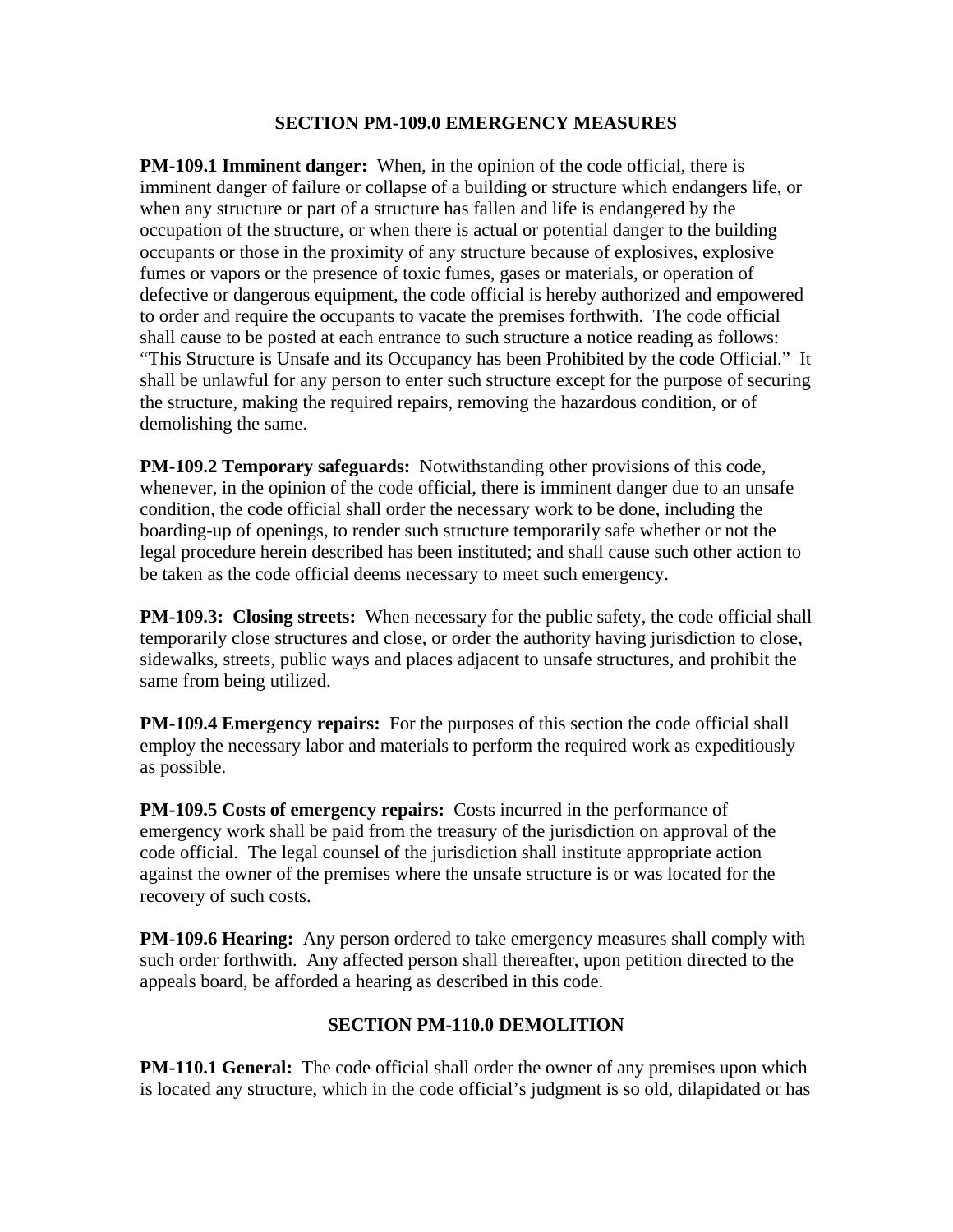## SECTION PM-109.0 EMERGENCY MEASURES

**PM-109.1 Imminent danger:** When, in the opinion of the code official, there is imminent danger of failure or collapse of a building or structure which endangers life, or when any structure or part of a structure has fallen and life is endangered by the occupation of the structure, or when there is actual or potential danger to the building occupants or those in the proximity of any structure because of explosives, explosive fumes or vapors or the presence of toxic fumes, gases or materials, or operation of defective or dangerous equipment, the code official is hereby authorized and empowered to order and require the occupants to vacate the premises forthwith. The code official shall cause to be posted at each entrance to such structure a notice reading as follows: "This Structure is Unsafe and its Occupancy has been Prohibited by the code Official." It shall be unlawful for any person to enter such structure except for the purpose of securing the structure, making the required repairs, removing the hazardous condition, or of demolishing the same.

**PM-109.2 Temporary safeguards:** Notwithstanding other provisions of this code, whenever, in the opinion of the code official, there is imminent danger due to an unsafe condition, the code official shall order the necessary work to be done, including the boarding-up of openings, to render such structure temporarily safe whether or not the legal procedure herein described has been instituted; and shall cause such other action to be taken as the code official deems necessary to meet such emergency.

**PM-109.3: Closing streets:** When necessary for the public safety, the code official shall temporarily close structures and close, or order the authority having jurisdiction to close, sidewalks, streets, public ways and places adjacent to unsafe structures, and prohibit the same from being utilized.

**PM-109.4 Emergency repairs:** For the purposes of this section the code official shall employ the necessary labor and materials to perform the required work as expeditiously as possible.

**PM-109.5 Costs of emergency repairs:** Costs incurred in the performance of emergency work shall be paid from the treasury of the jurisdiction on approval of the code official. The legal counsel of the jurisdiction shall institute appropriate action against the owner of the premises where the unsafe structure is or was located for the recovery of such costs.

**PM-109.6 Hearing:** Any person ordered to take emergency measures shall comply with such order forthwith. Any affected person shall thereafter, upon petition directed to the appeals board, be afforded a hearing as described in this code.

## SECTION PM-110.0 DEMOLITION

**PM-110.1 General:** The code official shall order the owner of any premises upon which is located any structure, which in the code official's judgment is so old, dilapidated or has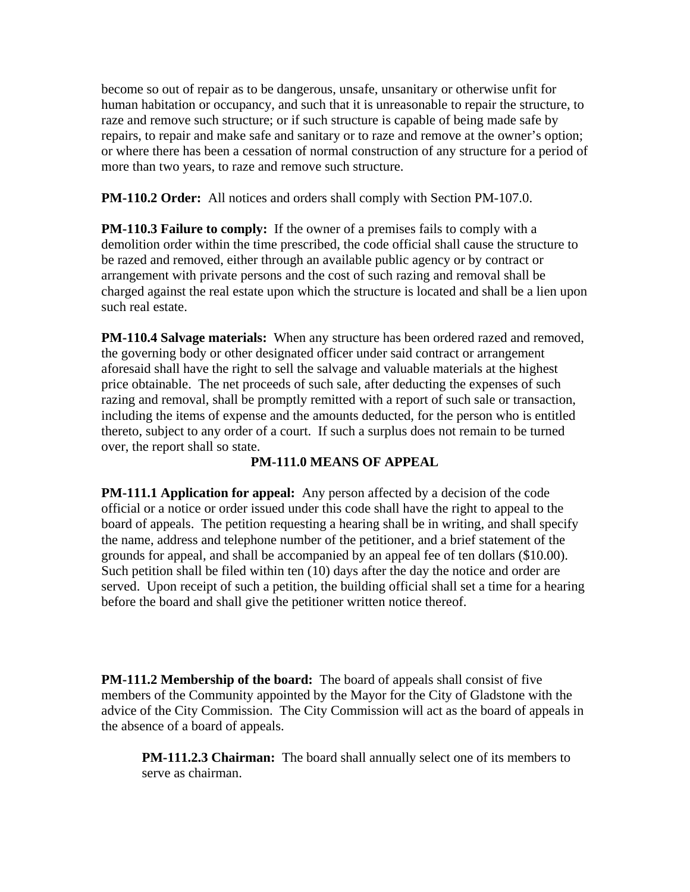become so out of repair as to be dangerous, unsafe, unsanitary or otherwise unfit for human habitation or occupancy, and such that it is unreasonable to repair the structure, to raze and remove such structure; or if such structure is capable of being made safe by repairs, to repair and make safe and sanitary or to raze and remove at the owner's option; or where there has been a cessation of normal construction of any structure for a period of more than two years, to raze and remove such structure.

**PM-110.2 Order:** All notices and orders shall comply with Section PM-107.0.

**PM-110.3 Failure to comply:** If the owner of a premises fails to comply with a demolition order within the time prescribed, the code official shall cause the structure to be razed and removed, either through an available public agency or by contract or arrangement with private persons and the cost of such razing and removal shall be charged against the real estate upon which the structure is located and shall be a lien upon such real estate.

**PM-110.4 Salvage materials:** When any structure has been ordered razed and removed, the governing body or other designated officer under said contract or arrangement aforesaid shall have the right to sell the salvage and valuable materials at the highest price obtainable. The net proceeds of such sale, after deducting the expenses of such razing and removal, shall be promptly remitted with a report of such sale or transaction, including the items of expense and the amounts deducted, for the person who is entitled thereto, subject to any order of a court. If such a surplus does not remain to be turned over, the report shall so state.

## PM-111.0 MEANS OF APPEAL

**PM-111.1 Application for appeal:** Any person affected by a decision of the code official or a notice or order issued under this code shall have the right to appeal to the board of appeals. The petition requesting a hearing shall be in writing, and shall specify the name, address and telephone number of the petitioner, and a brief statement of the grounds for appeal, and shall be accompanied by an appeal fee of ten dollars ($10.00). Such petition shall be filed within ten (10) days after the day the notice and order are served. Upon receipt of such a petition, the building official shall set a time for a hearing before the board and shall give the petitioner written notice thereof.

**PM-111.2 Membership of the board:** The board of appeals shall consist of five members of the Community appointed by the Mayor for the City of Gladstone with the advice of the City Commission. The City Commission will act as the board of appeals in the absence of a board of appeals.

**PM-111.2.3 Chairman:** The board shall annually select one of its members to serve as chairman.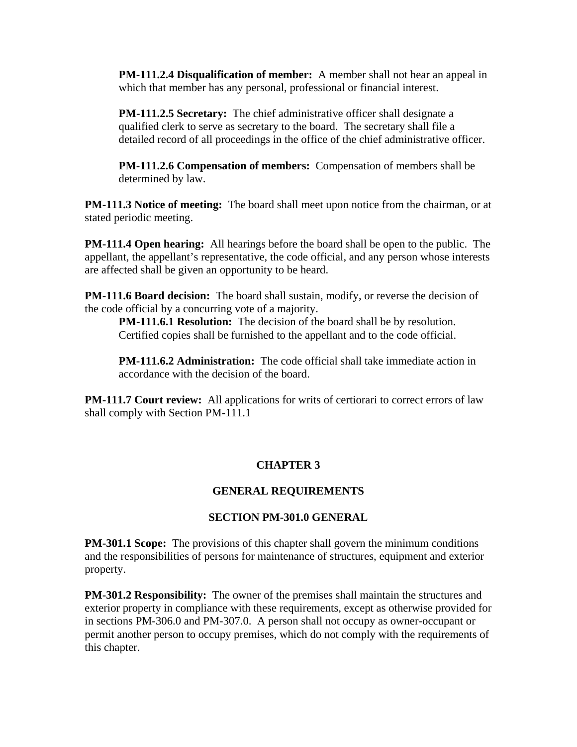**PM-111.2.4 Disqualification of member:** A member shall not hear an appeal in which that member has any personal, professional or financial interest.

**PM-111.2.5 Secretary:** The chief administrative officer shall designate a qualified clerk to serve as secretary to the board. The secretary shall file a detailed record of all proceedings in the office of the chief administrative officer.

**PM-111.2.6 Compensation of members:** Compensation of members shall be determined by law.

**PM-111.3 Notice of meeting:** The board shall meet upon notice from the chairman, or at stated periodic meeting.

**PM-111.4 Open hearing:** All hearings before the board shall be open to the public. The appellant, the appellant's representative, the code official, and any person whose interests are affected shall be given an opportunity to be heard.

**PM-111.6 Board decision:** The board shall sustain, modify, or reverse the decision of the code official by a concurring vote of a majority.

**PM-111.6.1 Resolution:** The decision of the board shall be by resolution. Certified copies shall be furnished to the appellant and to the code official.

**PM-111.6.2 Administration:** The code official shall take immediate action in accordance with the decision of the board.

**PM-111.7 Court review:** All applications for writs of certiorari to correct errors of law shall comply with Section PM-111.1

# CHAPTER 3

## GENERAL REQUIREMENTS

### SECTION PM-301.0 GENERAL

**PM-301.1 Scope:** The provisions of this chapter shall govern the minimum conditions and the responsibilities of persons for maintenance of structures, equipment and exterior property.

**PM-301.2 Responsibility:** The owner of the premises shall maintain the structures and exterior property in compliance with these requirements, except as otherwise provided for in sections PM-306.0 and PM-307.0. A person shall not occupy as owner-occupant or permit another person to occupy premises, which do not comply with the requirements of this chapter.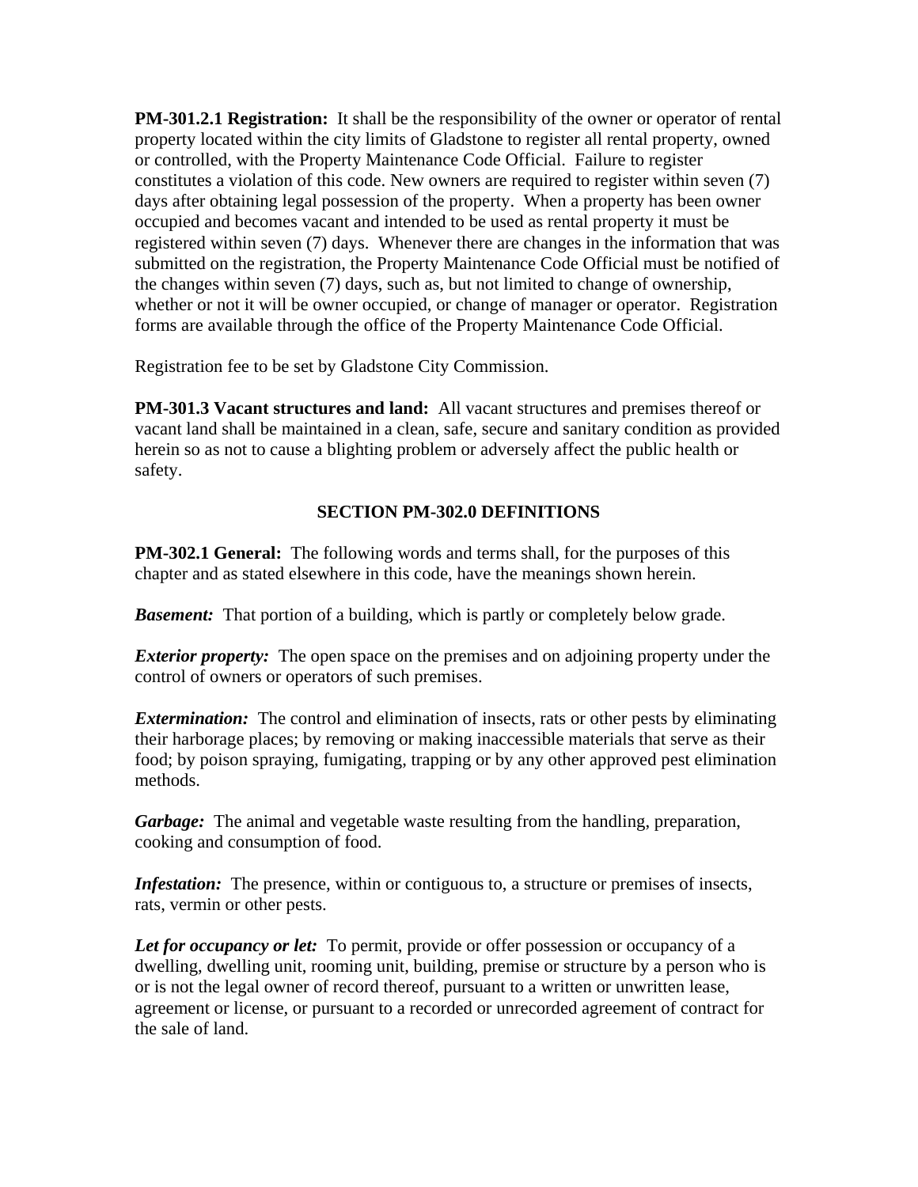**PM-301.2.1 Registration:** It shall be the responsibility of the owner or operator of rental property located within the city limits of Gladstone to register all rental property, owned or controlled, with the Property Maintenance Code Official. Failure to register constitutes a violation of this code. New owners are required to register within seven (7) days after obtaining legal possession of the property. When a property has been owner occupied and becomes vacant and intended to be used as rental property it must be registered within seven (7) days. Whenever there are changes in the information that was submitted on the registration, the Property Maintenance Code Official must be notified of the changes within seven (7) days, such as, but not limited to change of ownership, whether or not it will be owner occupied, or change of manager or operator. Registration forms are available through the office of the Property Maintenance Code Official.

Registration fee to be set by Gladstone City Commission.

**PM-301.3 Vacant structures and land:** All vacant structures and premises thereof or vacant land shall be maintained in a clean, safe, secure and sanitary condition as provided herein so as not to cause a blighting problem or adversely affect the public health or safety.

## SECTION PM-302.0 DEFINITIONS

**PM-302.1 General:** The following words and terms shall, for the purposes of this chapter and as stated elsewhere in this code, have the meanings shown herein.

***Basement:*** That portion of a building, which is partly or completely below grade.

***Exterior property:*** The open space on the premises and on adjoining property under the control of owners or operators of such premises.

***Extermination:*** The control and elimination of insects, rats or other pests by eliminating their harborage places; by removing or making inaccessible materials that serve as their food; by poison spraying, fumigating, trapping or by any other approved pest elimination methods.

***Garbage:*** The animal and vegetable waste resulting from the handling, preparation, cooking and consumption of food.

***Infestation:*** The presence, within or contiguous to, a structure or premises of insects, rats, vermin or other pests.

***Let for occupancy or let:*** To permit, provide or offer possession or occupancy of a dwelling, dwelling unit, rooming unit, building, premise or structure by a person who is or is not the legal owner of record thereof, pursuant to a written or unwritten lease, agreement or license, or pursuant to a recorded or unrecorded agreement of contract for the sale of land.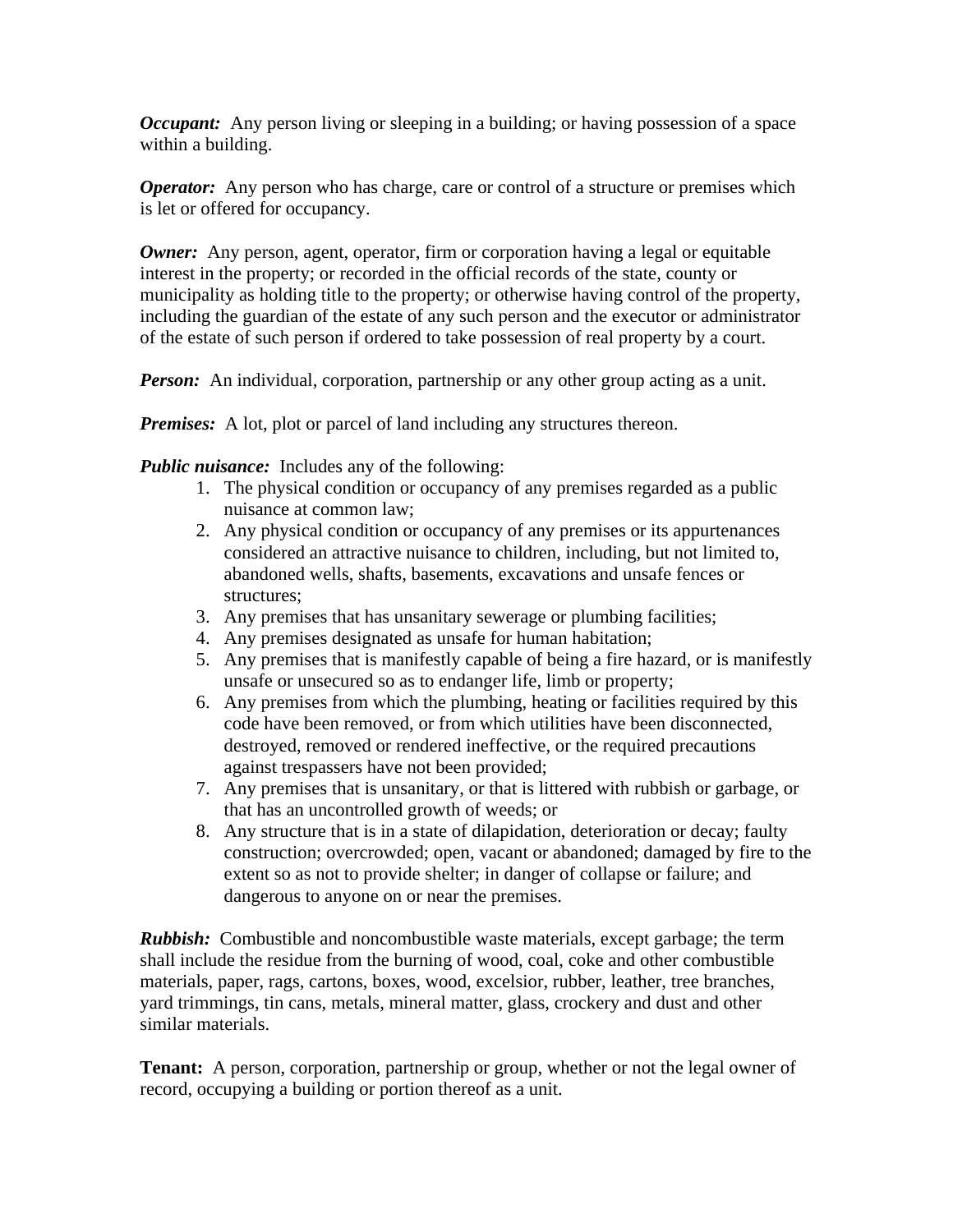***Occupant:*** Any person living or sleeping in a building; or having possession of a space within a building.

***Operator:*** Any person who has charge, care or control of a structure or premises which is let or offered for occupancy.

***Owner:*** Any person, agent, operator, firm or corporation having a legal or equitable interest in the property; or recorded in the official records of the state, county or municipality as holding title to the property; or otherwise having control of the property, including the guardian of the estate of any such person and the executor or administrator of the estate of such person if ordered to take possession of real property by a court.

***Person:*** An individual, corporation, partnership or any other group acting as a unit.

***Premises:*** A lot, plot or parcel of land including any structures thereon.

***Public nuisance:*** Includes any of the following:

1. The physical condition or occupancy of any premises regarded as a public nuisance at common law;
2. Any physical condition or occupancy of any premises or its appurtenances considered an attractive nuisance to children, including, but not limited to, abandoned wells, shafts, basements, excavations and unsafe fences or structures;
3. Any premises that has unsanitary sewerage or plumbing facilities;
4. Any premises designated as unsafe for human habitation;
5. Any premises that is manifestly capable of being a fire hazard, or is manifestly unsafe or unsecured so as to endanger life, limb or property;
6. Any premises from which the plumbing, heating or facilities required by this code have been removed, or from which utilities have been disconnected, destroyed, removed or rendered ineffective, or the required precautions against trespassers have not been provided;
7. Any premises that is unsanitary, or that is littered with rubbish or garbage, or that has an uncontrolled growth of weeds; or
8. Any structure that is in a state of dilapidation, deterioration or decay; faulty construction; overcrowded; open, vacant or abandoned; damaged by fire to the extent so as not to provide shelter; in danger of collapse or failure; and dangerous to anyone on or near the premises.

***Rubbish:*** Combustible and noncombustible waste materials, except garbage; the term shall include the residue from the burning of wood, coal, coke and other combustible materials, paper, rags, cartons, boxes, wood, excelsior, rubber, leather, tree branches, yard trimmings, tin cans, metals, mineral matter, glass, crockery and dust and other similar materials.

**Tenant:** A person, corporation, partnership or group, whether or not the legal owner of record, occupying a building or portion thereof as a unit.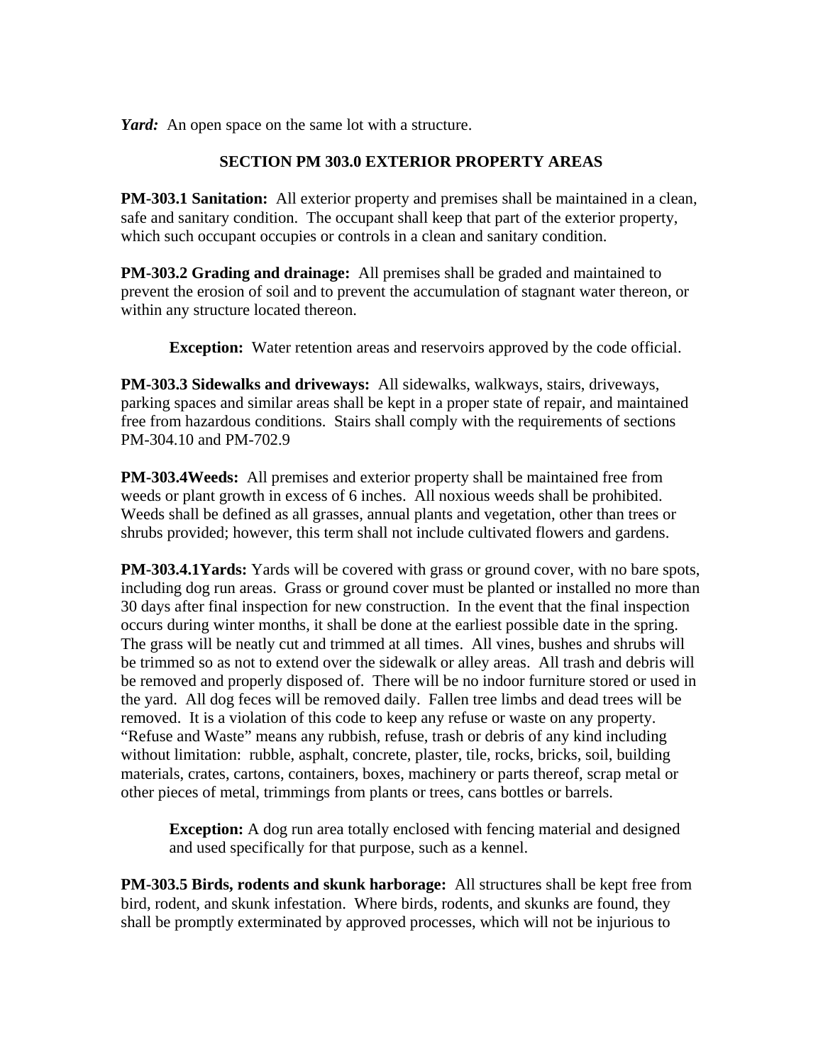***Yard:*** An open space on the same lot with a structure.

## SECTION PM 303.0 EXTERIOR PROPERTY AREAS

**PM-303.1 Sanitation:** All exterior property and premises shall be maintained in a clean, safe and sanitary condition. The occupant shall keep that part of the exterior property, which such occupant occupies or controls in a clean and sanitary condition.

**PM-303.2 Grading and drainage:** All premises shall be graded and maintained to prevent the erosion of soil and to prevent the accumulation of stagnant water thereon, or within any structure located thereon.

> **Exception:** Water retention areas and reservoirs approved by the code official.

**PM-303.3 Sidewalks and driveways:** All sidewalks, walkways, stairs, driveways, parking spaces and similar areas shall be kept in a proper state of repair, and maintained free from hazardous conditions. Stairs shall comply with the requirements of sections PM-304.10 and PM-702.9

**PM-303.4Weeds:** All premises and exterior property shall be maintained free from weeds or plant growth in excess of 6 inches. All noxious weeds shall be prohibited. Weeds shall be defined as all grasses, annual plants and vegetation, other than trees or shrubs provided; however, this term shall not include cultivated flowers and gardens.

**PM-303.4.1Yards:** Yards will be covered with grass or ground cover, with no bare spots, including dog run areas. Grass or ground cover must be planted or installed no more than 30 days after final inspection for new construction. In the event that the final inspection occurs during winter months, it shall be done at the earliest possible date in the spring. The grass will be neatly cut and trimmed at all times. All vines, bushes and shrubs will be trimmed so as not to extend over the sidewalk or alley areas. All trash and debris will be removed and properly disposed of. There will be no indoor furniture stored or used in the yard. All dog feces will be removed daily. Fallen tree limbs and dead trees will be removed. It is a violation of this code to keep any refuse or waste on any property. "Refuse and Waste" means any rubbish, refuse, trash or debris of any kind including without limitation: rubble, asphalt, concrete, plaster, tile, rocks, bricks, soil, building materials, crates, cartons, containers, boxes, machinery or parts thereof, scrap metal or other pieces of metal, trimmings from plants or trees, cans bottles or barrels.

> **Exception:** A dog run area totally enclosed with fencing material and designed and used specifically for that purpose, such as a kennel.

**PM-303.5 Birds, rodents and skunk harborage:** All structures shall be kept free from bird, rodent, and skunk infestation. Where birds, rodents, and skunks are found, they shall be promptly exterminated by approved processes, which will not be injurious to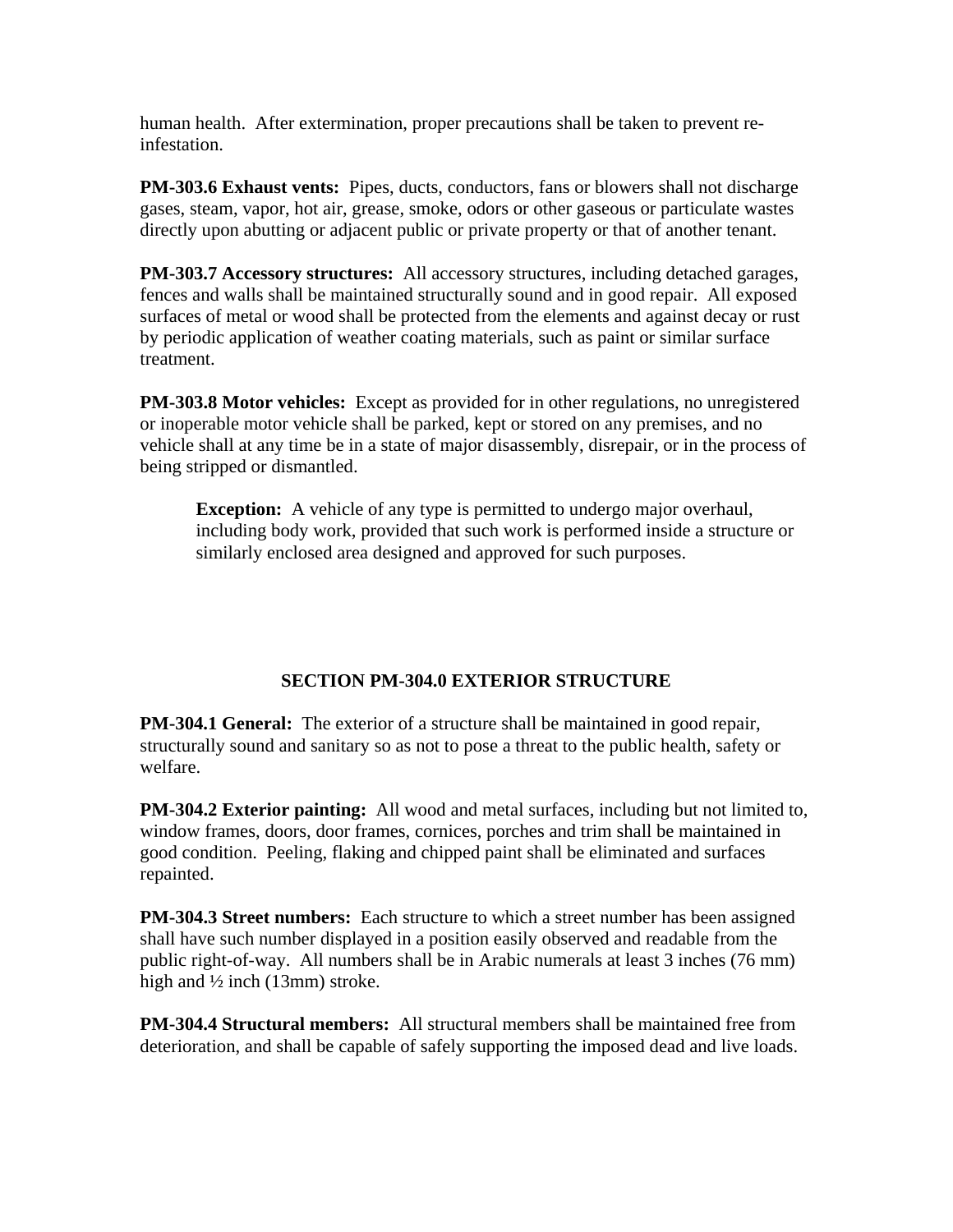human health. After extermination, proper precautions shall be taken to prevent re-infestation.

**PM-303.6 Exhaust vents:** Pipes, ducts, conductors, fans or blowers shall not discharge gases, steam, vapor, hot air, grease, smoke, odors or other gaseous or particulate wastes directly upon abutting or adjacent public or private property or that of another tenant.

**PM-303.7 Accessory structures:** All accessory structures, including detached garages, fences and walls shall be maintained structurally sound and in good repair. All exposed surfaces of metal or wood shall be protected from the elements and against decay or rust by periodic application of weather coating materials, such as paint or similar surface treatment.

**PM-303.8 Motor vehicles:** Except as provided for in other regulations, no unregistered or inoperable motor vehicle shall be parked, kept or stored on any premises, and no vehicle shall at any time be in a state of major disassembly, disrepair, or in the process of being stripped or dismantled.

> **Exception:** A vehicle of any type is permitted to undergo major overhaul, including body work, provided that such work is performed inside a structure or similarly enclosed area designed and approved for such purposes.

## SECTION PM-304.0 EXTERIOR STRUCTURE

**PM-304.1 General:** The exterior of a structure shall be maintained in good repair, structurally sound and sanitary so as not to pose a threat to the public health, safety or welfare.

**PM-304.2 Exterior painting:** All wood and metal surfaces, including but not limited to, window frames, doors, door frames, cornices, porches and trim shall be maintained in good condition. Peeling, flaking and chipped paint shall be eliminated and surfaces repainted.

**PM-304.3 Street numbers:** Each structure to which a street number has been assigned shall have such number displayed in a position easily observed and readable from the public right-of-way. All numbers shall be in Arabic numerals at least 3 inches (76 mm) high and ½ inch (13mm) stroke.

**PM-304.4 Structural members:** All structural members shall be maintained free from deterioration, and shall be capable of safely supporting the imposed dead and live loads.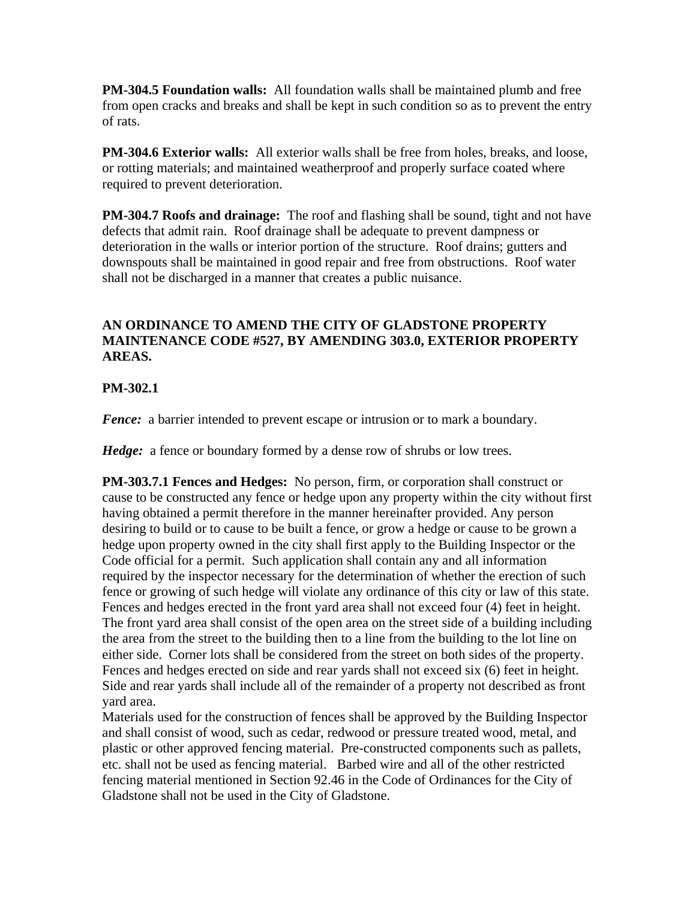**PM-304.5 Foundation walls:** All foundation walls shall be maintained plumb and free from open cracks and breaks and shall be kept in such condition so as to prevent the entry of rats.

**PM-304.6 Exterior walls:** All exterior walls shall be free from holes, breaks, and loose, or rotting materials; and maintained weatherproof and properly surface coated where required to prevent deterioration.

**PM-304.7 Roofs and drainage:** The roof and flashing shall be sound, tight and not have defects that admit rain. Roof drainage shall be adequate to prevent dampness or deterioration in the walls or interior portion of the structure. Roof drains; gutters and downspouts shall be maintained in good repair and free from obstructions. Roof water shall not be discharged in a manner that creates a public nuisance.

**AN ORDINANCE TO AMEND THE CITY OF GLADSTONE PROPERTY MAINTENANCE CODE #527, BY AMENDING 303.0, EXTERIOR PROPERTY AREAS.**

**PM-302.1**

***Fence:*** a barrier intended to prevent escape or intrusion or to mark a boundary.

***Hedge:*** a fence or boundary formed by a dense row of shrubs or low trees.

**PM-303.7.1 Fences and Hedges:** No person, firm, or corporation shall construct or cause to be constructed any fence or hedge upon any property within the city without first having obtained a permit therefore in the manner hereinafter provided. Any person desiring to build or to cause to be built a fence, or grow a hedge or cause to be grown a hedge upon property owned in the city shall first apply to the Building Inspector or the Code official for a permit. Such application shall contain any and all information required by the inspector necessary for the determination of whether the erection of such fence or growing of such hedge will violate any ordinance of this city or law of this state. Fences and hedges erected in the front yard area shall not exceed four (4) feet in height. The front yard area shall consist of the open area on the street side of a building including the area from the street to the building then to a line from the building to the lot line on either side. Corner lots shall be considered from the street on both sides of the property. Fences and hedges erected on side and rear yards shall not exceed six (6) feet in height. Side and rear yards shall include all of the remainder of a property not described as front yard area.
Materials used for the construction of fences shall be approved by the Building Inspector and shall consist of wood, such as cedar, redwood or pressure treated wood, metal, and plastic or other approved fencing material. Pre-constructed components such as pallets, etc. shall not be used as fencing material. Barbed wire and all of the other restricted fencing material mentioned in Section 92.46 in the Code of Ordinances for the City of Gladstone shall not be used in the City of Gladstone.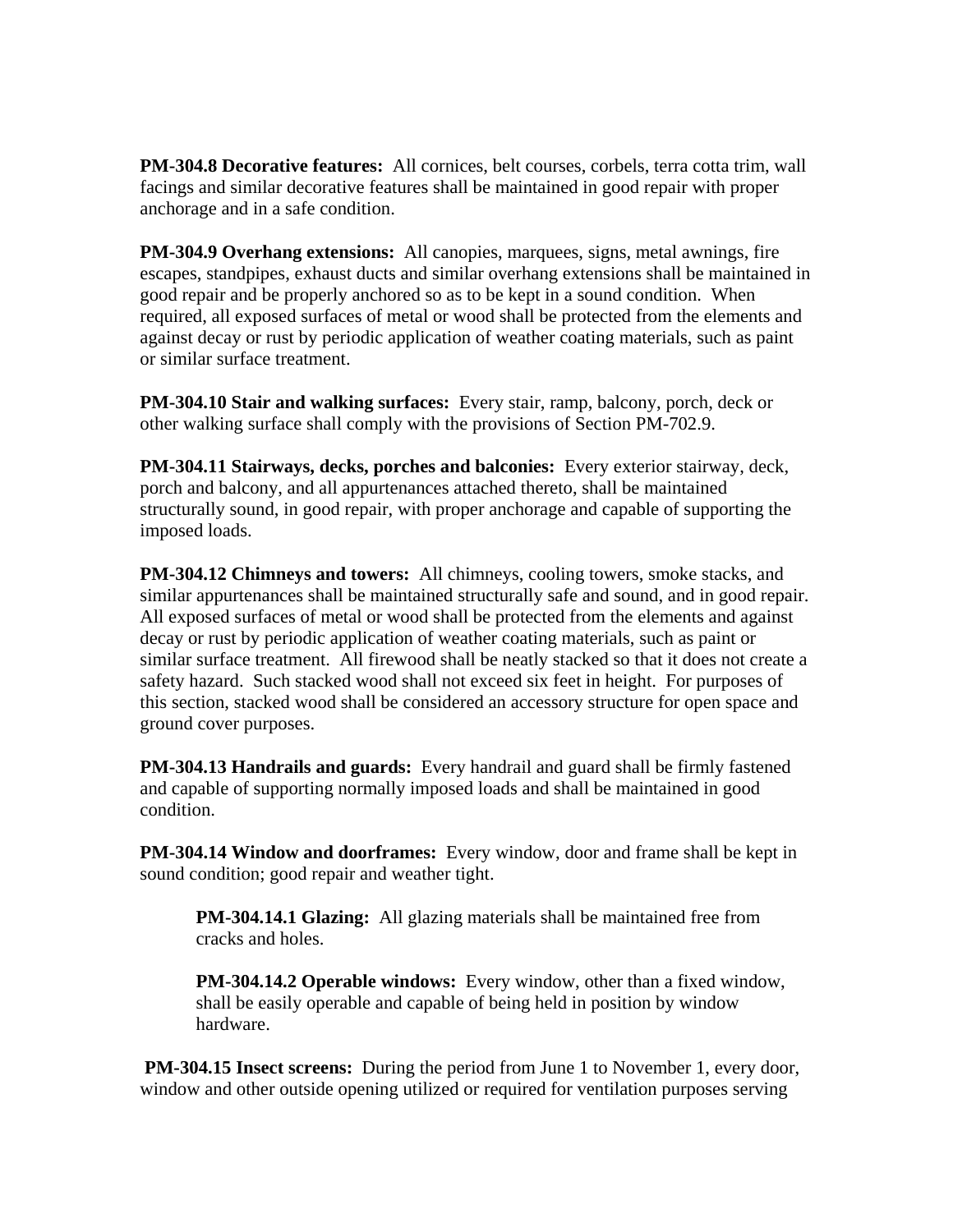**PM-304.8 Decorative features:** All cornices, belt courses, corbels, terra cotta trim, wall facings and similar decorative features shall be maintained in good repair with proper anchorage and in a safe condition.

**PM-304.9 Overhang extensions:** All canopies, marquees, signs, metal awnings, fire escapes, standpipes, exhaust ducts and similar overhang extensions shall be maintained in good repair and be properly anchored so as to be kept in a sound condition. When required, all exposed surfaces of metal or wood shall be protected from the elements and against decay or rust by periodic application of weather coating materials, such as paint or similar surface treatment.

**PM-304.10 Stair and walking surfaces:** Every stair, ramp, balcony, porch, deck or other walking surface shall comply with the provisions of Section PM-702.9.

**PM-304.11 Stairways, decks, porches and balconies:** Every exterior stairway, deck, porch and balcony, and all appurtenances attached thereto, shall be maintained structurally sound, in good repair, with proper anchorage and capable of supporting the imposed loads.

**PM-304.12 Chimneys and towers:** All chimneys, cooling towers, smoke stacks, and similar appurtenances shall be maintained structurally safe and sound, and in good repair. All exposed surfaces of metal or wood shall be protected from the elements and against decay or rust by periodic application of weather coating materials, such as paint or similar surface treatment. All firewood shall be neatly stacked so that it does not create a safety hazard. Such stacked wood shall not exceed six feet in height. For purposes of this section, stacked wood shall be considered an accessory structure for open space and ground cover purposes.

**PM-304.13 Handrails and guards:** Every handrail and guard shall be firmly fastened and capable of supporting normally imposed loads and shall be maintained in good condition.

**PM-304.14 Window and doorframes:** Every window, door and frame shall be kept in sound condition; good repair and weather tight.

> **PM-304.14.1 Glazing:** All glazing materials shall be maintained free from cracks and holes.
>
> **PM-304.14.2 Operable windows:** Every window, other than a fixed window, shall be easily operable and capable of being held in position by window hardware.

**PM-304.15 Insect screens:** During the period from June 1 to November 1, every door, window and other outside opening utilized or required for ventilation purposes serving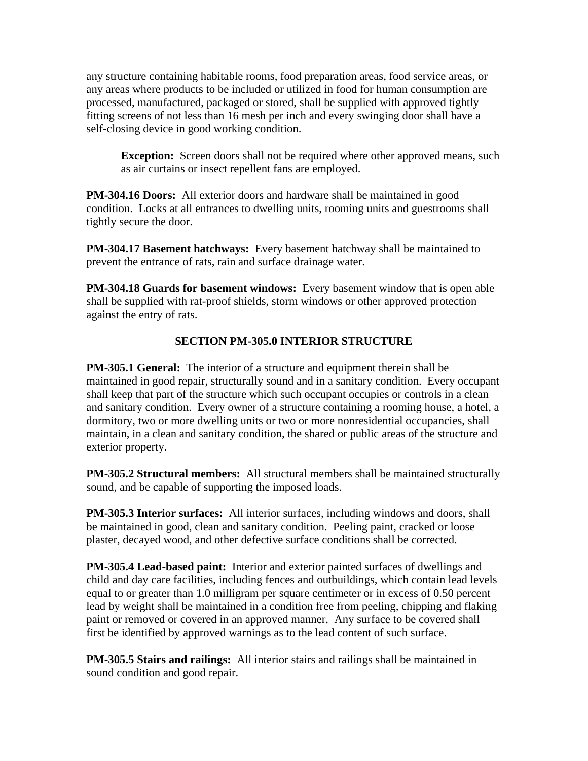any structure containing habitable rooms, food preparation areas, food service areas, or any areas where products to be included or utilized in food for human consumption are processed, manufactured, packaged or stored, shall be supplied with approved tightly fitting screens of not less than 16 mesh per inch and every swinging door shall have a self-closing device in good working condition.

> **Exception:** Screen doors shall not be required where other approved means, such as air curtains or insect repellent fans are employed.

**PM-304.16 Doors:** All exterior doors and hardware shall be maintained in good condition. Locks at all entrances to dwelling units, rooming units and guestrooms shall tightly secure the door.

**PM-304.17 Basement hatchways:** Every basement hatchway shall be maintained to prevent the entrance of rats, rain and surface drainage water.

**PM-304.18 Guards for basement windows:** Every basement window that is open able shall be supplied with rat-proof shields, storm windows or other approved protection against the entry of rats.

## SECTION PM-305.0 INTERIOR STRUCTURE

**PM-305.1 General:** The interior of a structure and equipment therein shall be maintained in good repair, structurally sound and in a sanitary condition. Every occupant shall keep that part of the structure which such occupant occupies or controls in a clean and sanitary condition. Every owner of a structure containing a rooming house, a hotel, a dormitory, two or more dwelling units or two or more nonresidential occupancies, shall maintain, in a clean and sanitary condition, the shared or public areas of the structure and exterior property.

**PM-305.2 Structural members:** All structural members shall be maintained structurally sound, and be capable of supporting the imposed loads.

**PM-305.3 Interior surfaces:** All interior surfaces, including windows and doors, shall be maintained in good, clean and sanitary condition. Peeling paint, cracked or loose plaster, decayed wood, and other defective surface conditions shall be corrected.

**PM-305.4 Lead-based paint:** Interior and exterior painted surfaces of dwellings and child and day care facilities, including fences and outbuildings, which contain lead levels equal to or greater than 1.0 milligram per square centimeter or in excess of 0.50 percent lead by weight shall be maintained in a condition free from peeling, chipping and flaking paint or removed or covered in an approved manner. Any surface to be covered shall first be identified by approved warnings as to the lead content of such surface.

**PM-305.5 Stairs and railings:** All interior stairs and railings shall be maintained in sound condition and good repair.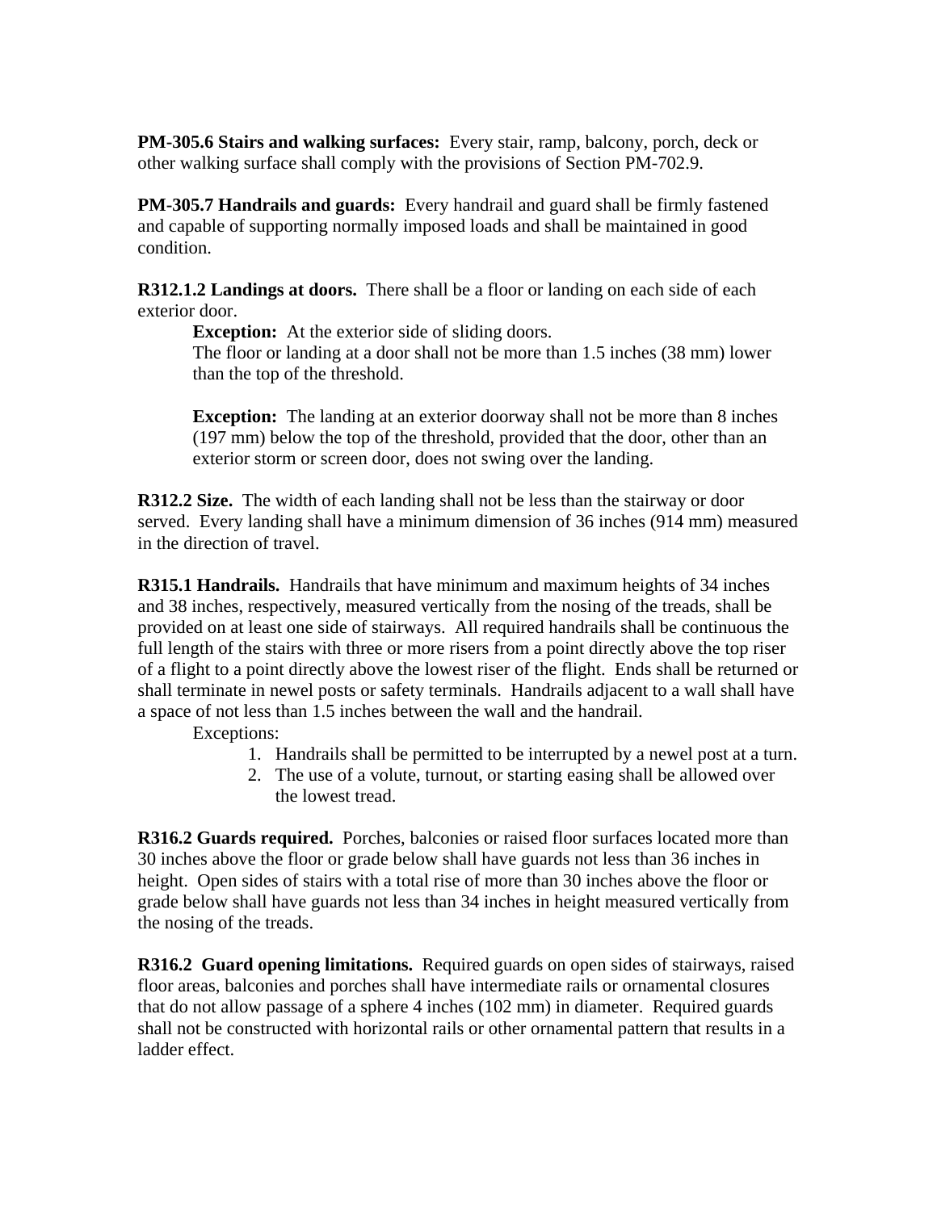**PM-305.6 Stairs and walking surfaces:** Every stair, ramp, balcony, porch, deck or other walking surface shall comply with the provisions of Section PM-702.9.

**PM-305.7 Handrails and guards:** Every handrail and guard shall be firmly fastened and capable of supporting normally imposed loads and shall be maintained in good condition.

**R312.1.2 Landings at doors.** There shall be a floor or landing on each side of each exterior door.

> **Exception:** At the exterior side of sliding doors.
> The floor or landing at a door shall not be more than 1.5 inches (38 mm) lower than the top of the threshold.
>
> **Exception:** The landing at an exterior doorway shall not be more than 8 inches (197 mm) below the top of the threshold, provided that the door, other than an exterior storm or screen door, does not swing over the landing.

**R312.2 Size.** The width of each landing shall not be less than the stairway or door served. Every landing shall have a minimum dimension of 36 inches (914 mm) measured in the direction of travel.

**R315.1 Handrails.** Handrails that have minimum and maximum heights of 34 inches and 38 inches, respectively, measured vertically from the nosing of the treads, shall be provided on at least one side of stairways. All required handrails shall be continuous the full length of the stairs with three or more risers from a point directly above the top riser of a flight to a point directly above the lowest riser of the flight. Ends shall be returned or shall terminate in newel posts or safety terminals. Handrails adjacent to a wall shall have a space of not less than 1.5 inches between the wall and the handrail.

Exceptions:

1. Handrails shall be permitted to be interrupted by a newel post at a turn.
2. The use of a volute, turnout, or starting easing shall be allowed over the lowest tread.

**R316.2 Guards required.** Porches, balconies or raised floor surfaces located more than 30 inches above the floor or grade below shall have guards not less than 36 inches in height. Open sides of stairs with a total rise of more than 30 inches above the floor or grade below shall have guards not less than 34 inches in height measured vertically from the nosing of the treads.

**R316.2 Guard opening limitations.** Required guards on open sides of stairways, raised floor areas, balconies and porches shall have intermediate rails or ornamental closures that do not allow passage of a sphere 4 inches (102 mm) in diameter. Required guards shall not be constructed with horizontal rails or other ornamental pattern that results in a ladder effect.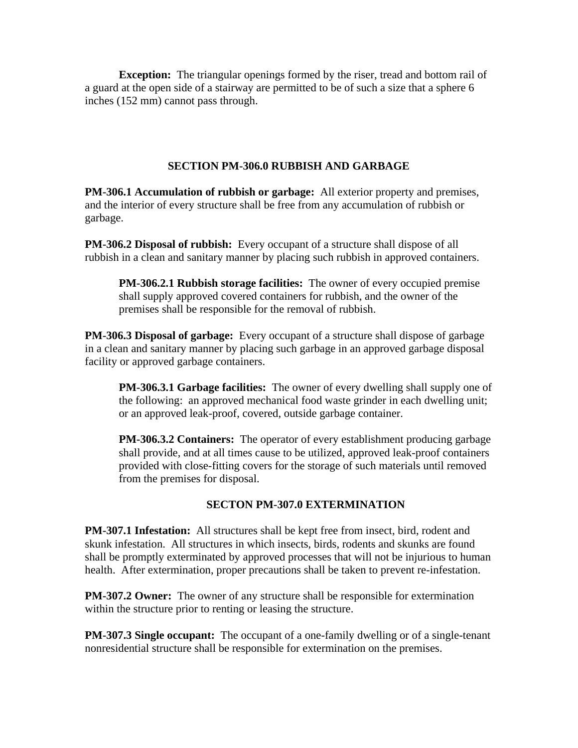**Exception:** The triangular openings formed by the riser, tread and bottom rail of a guard at the open side of a stairway are permitted to be of such a size that a sphere 6 inches (152 mm) cannot pass through.

## SECTION PM-306.0 RUBBISH AND GARBAGE

**PM-306.1 Accumulation of rubbish or garbage:** All exterior property and premises, and the interior of every structure shall be free from any accumulation of rubbish or garbage.

**PM-306.2 Disposal of rubbish:** Every occupant of a structure shall dispose of all rubbish in a clean and sanitary manner by placing such rubbish in approved containers.

> **PM-306.2.1 Rubbish storage facilities:** The owner of every occupied premise shall supply approved covered containers for rubbish, and the owner of the premises shall be responsible for the removal of rubbish.

**PM-306.3 Disposal of garbage:** Every occupant of a structure shall dispose of garbage in a clean and sanitary manner by placing such garbage in an approved garbage disposal facility or approved garbage containers.

> **PM-306.3.1 Garbage facilities:** The owner of every dwelling shall supply one of the following: an approved mechanical food waste grinder in each dwelling unit; or an approved leak-proof, covered, outside garbage container.
>
> **PM-306.3.2 Containers:** The operator of every establishment producing garbage shall provide, and at all times cause to be utilized, approved leak-proof containers provided with close-fitting covers for the storage of such materials until removed from the premises for disposal.

## SECTON PM-307.0 EXTERMINATION

**PM-307.1 Infestation:** All structures shall be kept free from insect, bird, rodent and skunk infestation. All structures in which insects, birds, rodents and skunks are found shall be promptly exterminated by approved processes that will not be injurious to human health. After extermination, proper precautions shall be taken to prevent re-infestation.

**PM-307.2 Owner:** The owner of any structure shall be responsible for extermination within the structure prior to renting or leasing the structure.

**PM-307.3 Single occupant:** The occupant of a one-family dwelling or of a single-tenant nonresidential structure shall be responsible for extermination on the premises.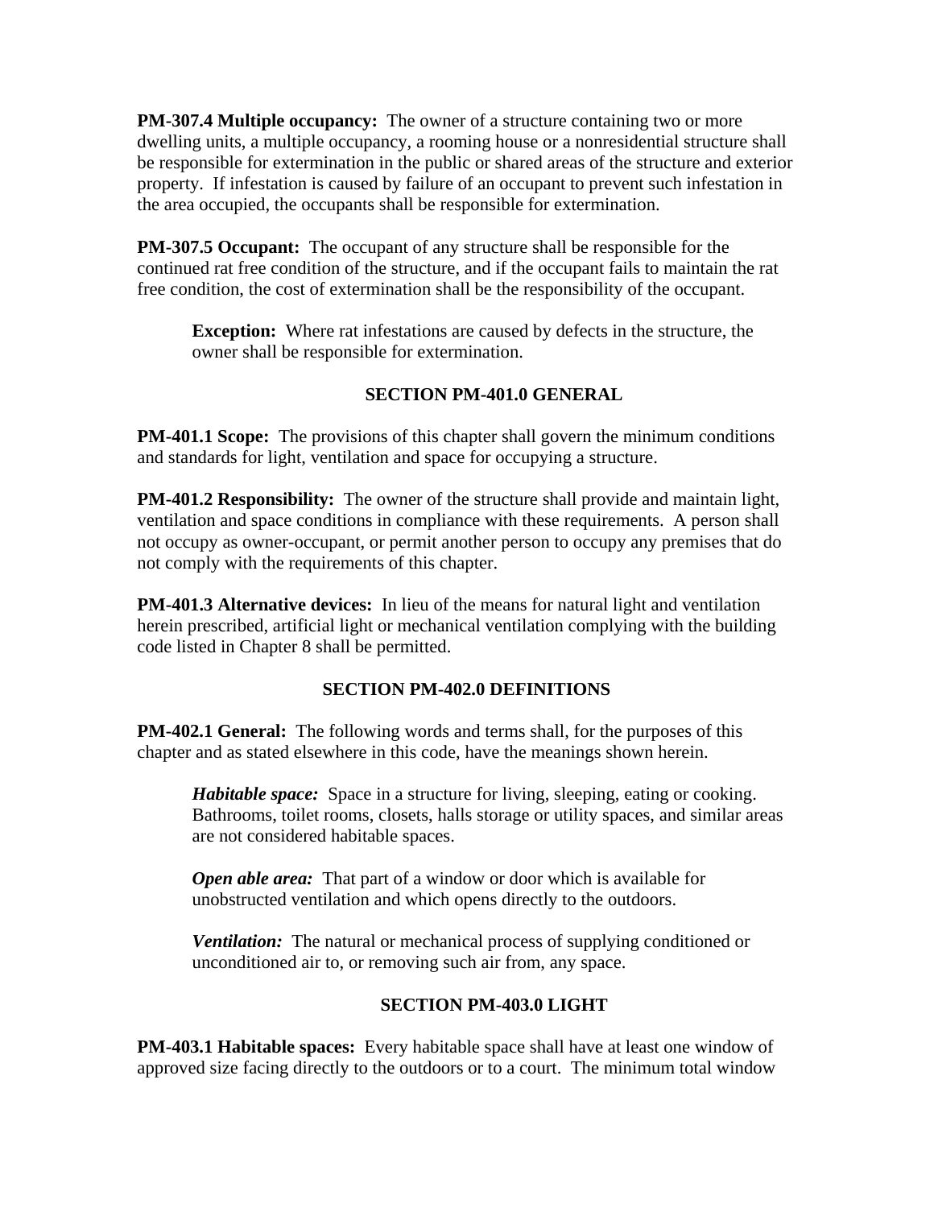**PM-307.4 Multiple occupancy:** The owner of a structure containing two or more dwelling units, a multiple occupancy, a rooming house or a nonresidential structure shall be responsible for extermination in the public or shared areas of the structure and exterior property. If infestation is caused by failure of an occupant to prevent such infestation in the area occupied, the occupants shall be responsible for extermination.

**PM-307.5 Occupant:** The occupant of any structure shall be responsible for the continued rat free condition of the structure, and if the occupant fails to maintain the rat free condition, the cost of extermination shall be the responsibility of the occupant.

> **Exception:** Where rat infestations are caused by defects in the structure, the owner shall be responsible for extermination.

## SECTION PM-401.0 GENERAL

**PM-401.1 Scope:** The provisions of this chapter shall govern the minimum conditions and standards for light, ventilation and space for occupying a structure.

**PM-401.2 Responsibility:** The owner of the structure shall provide and maintain light, ventilation and space conditions in compliance with these requirements. A person shall not occupy as owner-occupant, or permit another person to occupy any premises that do not comply with the requirements of this chapter.

**PM-401.3 Alternative devices:** In lieu of the means for natural light and ventilation herein prescribed, artificial light or mechanical ventilation complying with the building code listed in Chapter 8 shall be permitted.

## SECTION PM-402.0 DEFINITIONS

**PM-402.1 General:** The following words and terms shall, for the purposes of this chapter and as stated elsewhere in this code, have the meanings shown herein.

> ***Habitable space:*** Space in a structure for living, sleeping, eating or cooking. Bathrooms, toilet rooms, closets, halls storage or utility spaces, and similar areas are not considered habitable spaces.
>
> ***Open able area:*** That part of a window or door which is available for unobstructed ventilation and which opens directly to the outdoors.
>
> ***Ventilation:*** The natural or mechanical process of supplying conditioned or unconditioned air to, or removing such air from, any space.

## SECTION PM-403.0 LIGHT

**PM-403.1 Habitable spaces:** Every habitable space shall have at least one window of approved size facing directly to the outdoors or to a court. The minimum total window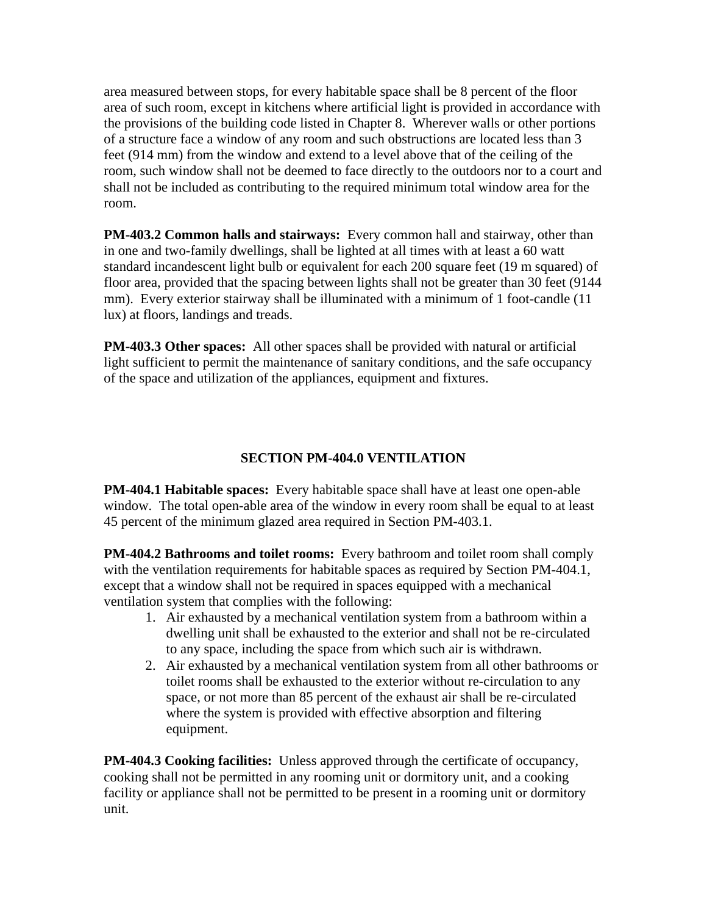area measured between stops, for every habitable space shall be 8 percent of the floor area of such room, except in kitchens where artificial light is provided in accordance with the provisions of the building code listed in Chapter 8. Wherever walls or other portions of a structure face a window of any room and such obstructions are located less than 3 feet (914 mm) from the window and extend to a level above that of the ceiling of the room, such window shall not be deemed to face directly to the outdoors nor to a court and shall not be included as contributing to the required minimum total window area for the room.

**PM-403.2 Common halls and stairways:** Every common hall and stairway, other than in one and two-family dwellings, shall be lighted at all times with at least a 60 watt standard incandescent light bulb or equivalent for each 200 square feet (19 m squared) of floor area, provided that the spacing between lights shall not be greater than 30 feet (9144 mm). Every exterior stairway shall be illuminated with a minimum of 1 foot-candle (11 lux) at floors, landings and treads.

**PM-403.3 Other spaces:** All other spaces shall be provided with natural or artificial light sufficient to permit the maintenance of sanitary conditions, and the safe occupancy of the space and utilization of the appliances, equipment and fixtures.

## SECTION PM-404.0 VENTILATION

**PM-404.1 Habitable spaces:** Every habitable space shall have at least one open-able window. The total open-able area of the window in every room shall be equal to at least 45 percent of the minimum glazed area required in Section PM-403.1.

**PM-404.2 Bathrooms and toilet rooms:** Every bathroom and toilet room shall comply with the ventilation requirements for habitable spaces as required by Section PM-404.1, except that a window shall not be required in spaces equipped with a mechanical ventilation system that complies with the following:

1. Air exhausted by a mechanical ventilation system from a bathroom within a dwelling unit shall be exhausted to the exterior and shall not be re-circulated to any space, including the space from which such air is withdrawn.
2. Air exhausted by a mechanical ventilation system from all other bathrooms or toilet rooms shall be exhausted to the exterior without re-circulation to any space, or not more than 85 percent of the exhaust air shall be re-circulated where the system is provided with effective absorption and filtering equipment.

**PM-404.3 Cooking facilities:** Unless approved through the certificate of occupancy, cooking shall not be permitted in any rooming unit or dormitory unit, and a cooking facility or appliance shall not be permitted to be present in a rooming unit or dormitory unit.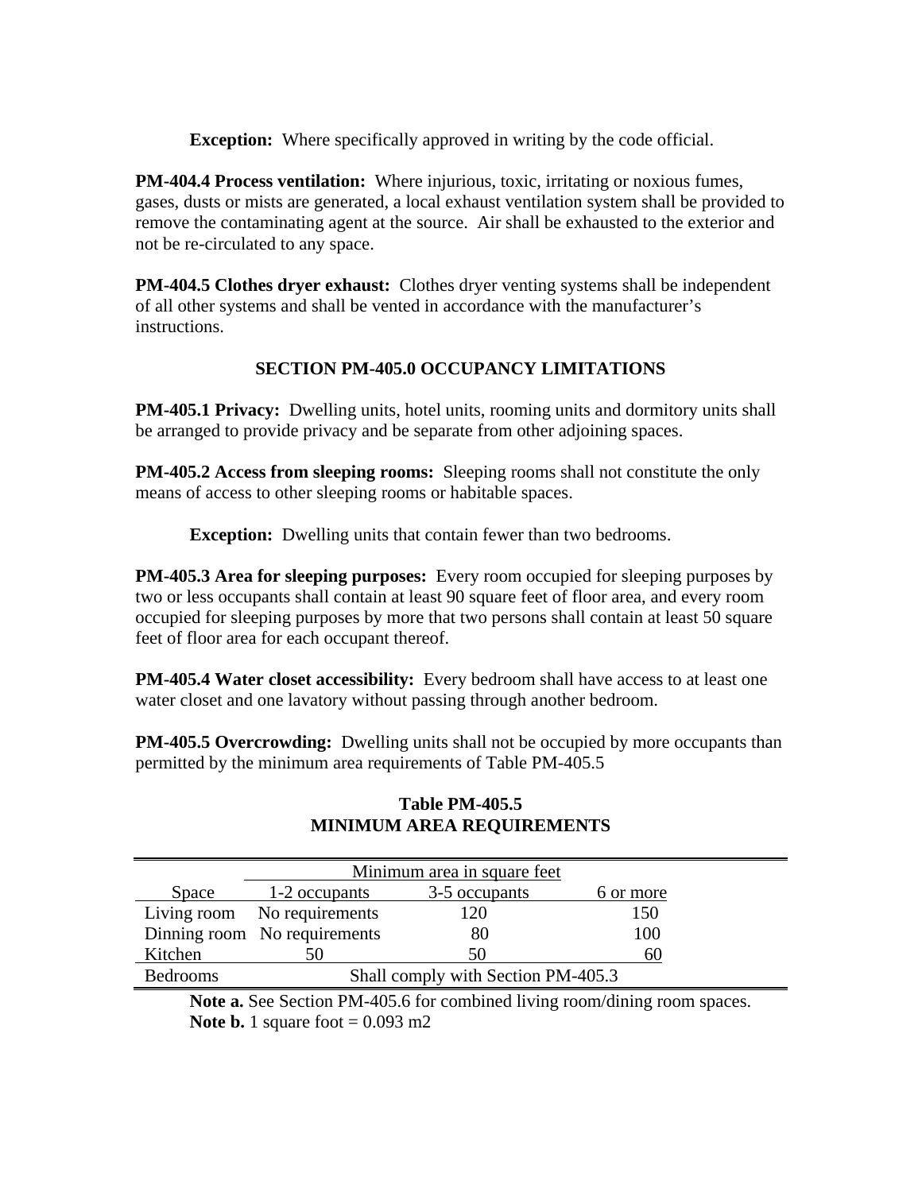**Exception:** Where specifically approved in writing by the code official.

**PM-404.4 Process ventilation:** Where injurious, toxic, irritating or noxious fumes, gases, dusts or mists are generated, a local exhaust ventilation system shall be provided to remove the contaminating agent at the source. Air shall be exhausted to the exterior and not be re-circulated to any space.

**PM-404.5 Clothes dryer exhaust:** Clothes dryer venting systems shall be independent of all other systems and shall be vented in accordance with the manufacturer's instructions.

## SECTION PM-405.0 OCCUPANCY LIMITATIONS

**PM-405.1 Privacy:** Dwelling units, hotel units, rooming units and dormitory units shall be arranged to provide privacy and be separate from other adjoining spaces.

**PM-405.2 Access from sleeping rooms:** Sleeping rooms shall not constitute the only means of access to other sleeping rooms or habitable spaces.

**Exception:** Dwelling units that contain fewer than two bedrooms.

**PM-405.3 Area for sleeping purposes:** Every room occupied for sleeping purposes by two or less occupants shall contain at least 90 square feet of floor area, and every room occupied for sleeping purposes by more that two persons shall contain at least 50 square feet of floor area for each occupant thereof.

**PM-405.4 Water closet accessibility:** Every bedroom shall have access to at least one water closet and one lavatory without passing through another bedroom.

**PM-405.5 Overcrowding:** Dwelling units shall not be occupied by more occupants than permitted by the minimum area requirements of Table PM-405.5

**Table PM-405.5**
**MINIMUM AREA REQUIREMENTS**

| | Minimum area in square feet | | |
|---|---|---|---|
| Space | 1-2 occupants | 3-5 occupants | 6 or more |
| Living room | No requirements | 120 | 150 |
| Dinning room | No requirements | 80 | 100 |
| Kitchen | 50 | 50 | 60 |
| Bedrooms | Shall comply with Section PM-405.3 | | |

**Note a.** See Section PM-405.6 for combined living room/dining room spaces.
**Note b.** 1 square foot = 0.093 m2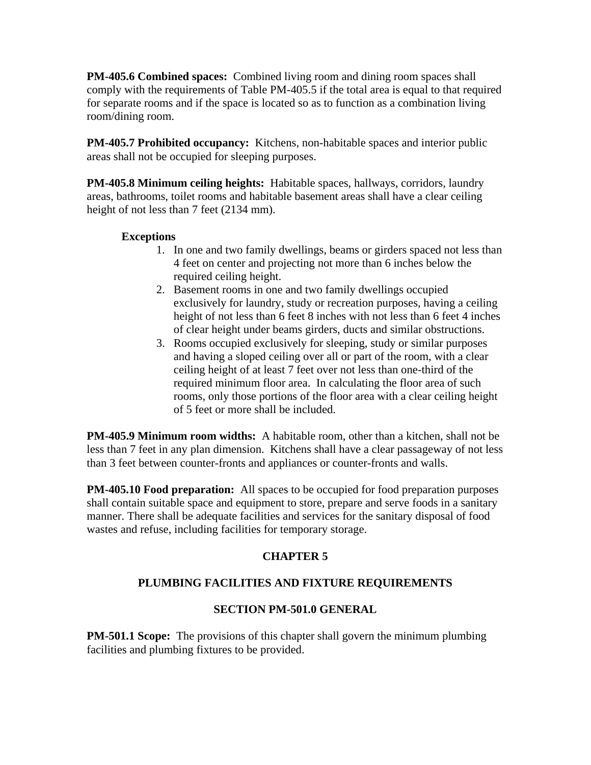**PM-405.6 Combined spaces:** Combined living room and dining room spaces shall comply with the requirements of Table PM-405.5 if the total area is equal to that required for separate rooms and if the space is located so as to function as a combination living room/dining room.

**PM-405.7 Prohibited occupancy:** Kitchens, non-habitable spaces and interior public areas shall not be occupied for sleeping purposes.

**PM-405.8 Minimum ceiling heights:** Habitable spaces, hallways, corridors, laundry areas, bathrooms, toilet rooms and habitable basement areas shall have a clear ceiling height of not less than 7 feet (2134 mm).

**Exceptions**

1. In one and two family dwellings, beams or girders spaced not less than 4 feet on center and projecting not more than 6 inches below the required ceiling height.
2. Basement rooms in one and two family dwellings occupied exclusively for laundry, study or recreation purposes, having a ceiling height of not less than 6 feet 8 inches with not less than 6 feet 4 inches of clear height under beams girders, ducts and similar obstructions.
3. Rooms occupied exclusively for sleeping, study or similar purposes and having a sloped ceiling over all or part of the room, with a clear ceiling height of at least 7 feet over not less than one-third of the required minimum floor area. In calculating the floor area of such rooms, only those portions of the floor area with a clear ceiling height of 5 feet or more shall be included.

**PM-405.9 Minimum room widths:** A habitable room, other than a kitchen, shall not be less than 7 feet in any plan dimension. Kitchens shall have a clear passageway of not less than 3 feet between counter-fronts and appliances or counter-fronts and walls.

**PM-405.10 Food preparation:** All spaces to be occupied for food preparation purposes shall contain suitable space and equipment to store, prepare and serve foods in a sanitary manner. There shall be adequate facilities and services for the sanitary disposal of food wastes and refuse, including facilities for temporary storage.

# CHAPTER 5

## PLUMBING FACILITIES AND FIXTURE REQUIREMENTS

### SECTION PM-501.0 GENERAL

**PM-501.1 Scope:** The provisions of this chapter shall govern the minimum plumbing facilities and plumbing fixtures to be provided.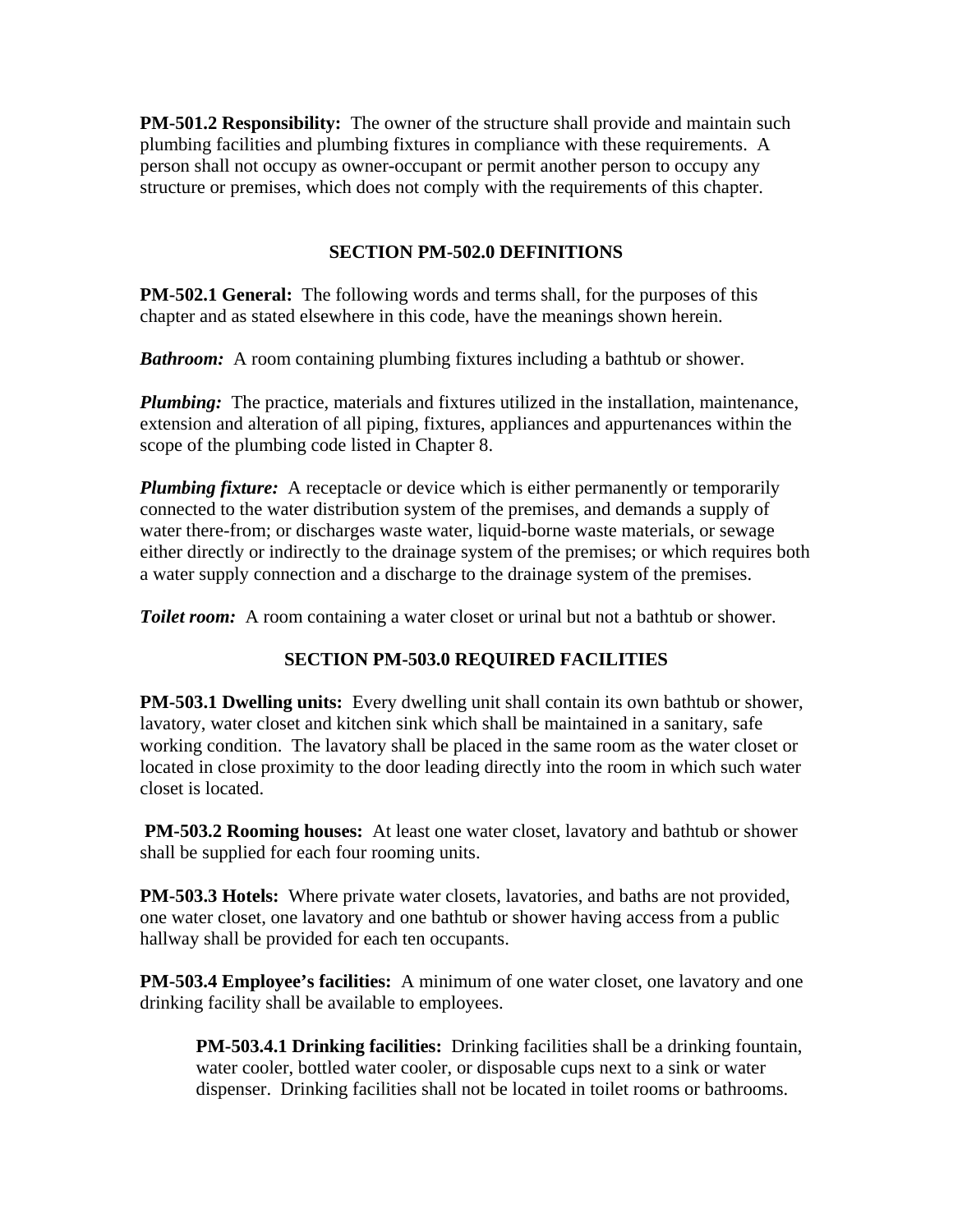**PM-501.2 Responsibility:** The owner of the structure shall provide and maintain such plumbing facilities and plumbing fixtures in compliance with these requirements. A person shall not occupy as owner-occupant or permit another person to occupy any structure or premises, which does not comply with the requirements of this chapter.

## SECTION PM-502.0 DEFINITIONS

**PM-502.1 General:** The following words and terms shall, for the purposes of this chapter and as stated elsewhere in this code, have the meanings shown herein.

***Bathroom:*** A room containing plumbing fixtures including a bathtub or shower.

***Plumbing:*** The practice, materials and fixtures utilized in the installation, maintenance, extension and alteration of all piping, fixtures, appliances and appurtenances within the scope of the plumbing code listed in Chapter 8.

***Plumbing fixture:*** A receptacle or device which is either permanently or temporarily connected to the water distribution system of the premises, and demands a supply of water there-from; or discharges waste water, liquid-borne waste materials, or sewage either directly or indirectly to the drainage system of the premises; or which requires both a water supply connection and a discharge to the drainage system of the premises.

***Toilet room:*** A room containing a water closet or urinal but not a bathtub or shower.

## SECTION PM-503.0 REQUIRED FACILITIES

**PM-503.1 Dwelling units:** Every dwelling unit shall contain its own bathtub or shower, lavatory, water closet and kitchen sink which shall be maintained in a sanitary, safe working condition. The lavatory shall be placed in the same room as the water closet or located in close proximity to the door leading directly into the room in which such water closet is located.

**PM-503.2 Rooming houses:** At least one water closet, lavatory and bathtub or shower shall be supplied for each four rooming units.

**PM-503.3 Hotels:** Where private water closets, lavatories, and baths are not provided, one water closet, one lavatory and one bathtub or shower having access from a public hallway shall be provided for each ten occupants.

**PM-503.4 Employee's facilities:** A minimum of one water closet, one lavatory and one drinking facility shall be available to employees.

> **PM-503.4.1 Drinking facilities:** Drinking facilities shall be a drinking fountain, water cooler, bottled water cooler, or disposable cups next to a sink or water dispenser. Drinking facilities shall not be located in toilet rooms or bathrooms.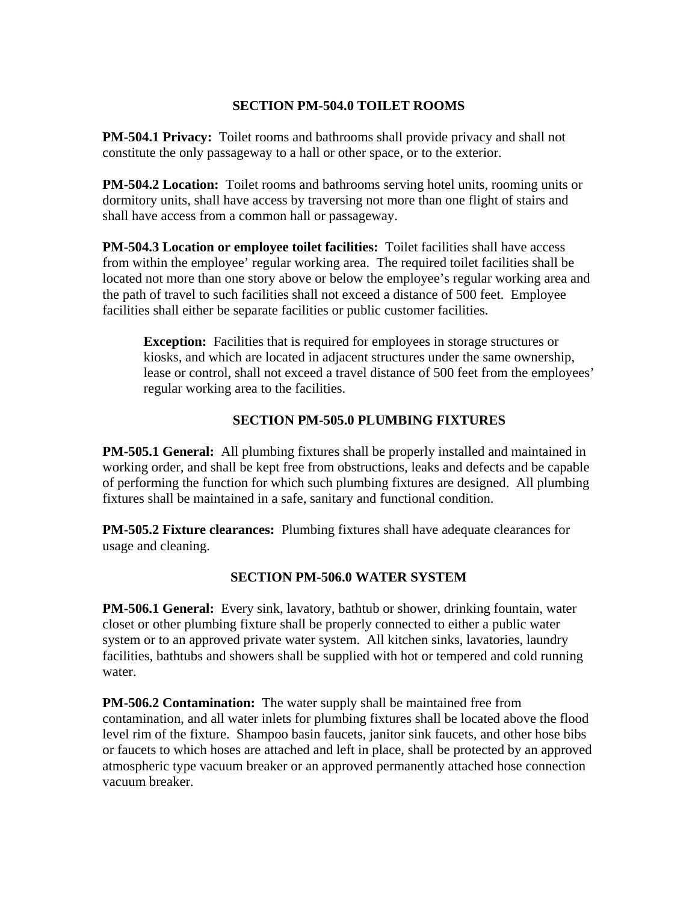## SECTION PM-504.0 TOILET ROOMS

**PM-504.1 Privacy:** Toilet rooms and bathrooms shall provide privacy and shall not constitute the only passageway to a hall or other space, or to the exterior.

**PM-504.2 Location:** Toilet rooms and bathrooms serving hotel units, rooming units or dormitory units, shall have access by traversing not more than one flight of stairs and shall have access from a common hall or passageway.

**PM-504.3 Location or employee toilet facilities:** Toilet facilities shall have access from within the employee' regular working area. The required toilet facilities shall be located not more than one story above or below the employee's regular working area and the path of travel to such facilities shall not exceed a distance of 500 feet. Employee facilities shall either be separate facilities or public customer facilities.

> **Exception:** Facilities that is required for employees in storage structures or kiosks, and which are located in adjacent structures under the same ownership, lease or control, shall not exceed a travel distance of 500 feet from the employees' regular working area to the facilities.

## SECTION PM-505.0 PLUMBING FIXTURES

**PM-505.1 General:** All plumbing fixtures shall be properly installed and maintained in working order, and shall be kept free from obstructions, leaks and defects and be capable of performing the function for which such plumbing fixtures are designed. All plumbing fixtures shall be maintained in a safe, sanitary and functional condition.

**PM-505.2 Fixture clearances:** Plumbing fixtures shall have adequate clearances for usage and cleaning.

## SECTION PM-506.0 WATER SYSTEM

**PM-506.1 General:** Every sink, lavatory, bathtub or shower, drinking fountain, water closet or other plumbing fixture shall be properly connected to either a public water system or to an approved private water system. All kitchen sinks, lavatories, laundry facilities, bathtubs and showers shall be supplied with hot or tempered and cold running water.

**PM-506.2 Contamination:** The water supply shall be maintained free from contamination, and all water inlets for plumbing fixtures shall be located above the flood level rim of the fixture. Shampoo basin faucets, janitor sink faucets, and other hose bibs or faucets to which hoses are attached and left in place, shall be protected by an approved atmospheric type vacuum breaker or an approved permanently attached hose connection vacuum breaker.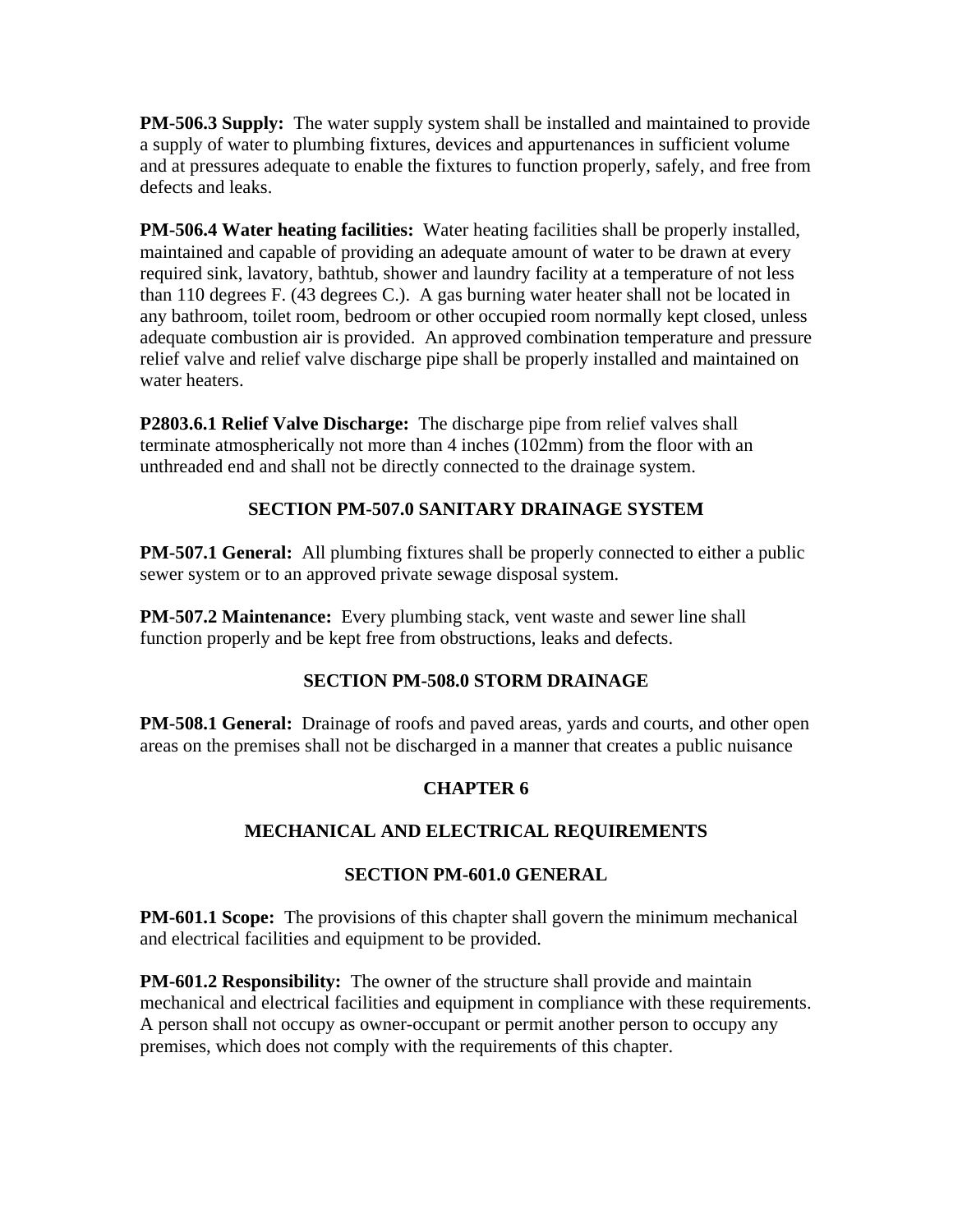**PM-506.3 Supply:** The water supply system shall be installed and maintained to provide a supply of water to plumbing fixtures, devices and appurtenances in sufficient volume and at pressures adequate to enable the fixtures to function properly, safely, and free from defects and leaks.

**PM-506.4 Water heating facilities:** Water heating facilities shall be properly installed, maintained and capable of providing an adequate amount of water to be drawn at every required sink, lavatory, bathtub, shower and laundry facility at a temperature of not less than 110 degrees F. (43 degrees C.). A gas burning water heater shall not be located in any bathroom, toilet room, bedroom or other occupied room normally kept closed, unless adequate combustion air is provided. An approved combination temperature and pressure relief valve and relief valve discharge pipe shall be properly installed and maintained on water heaters.

**P2803.6.1 Relief Valve Discharge:** The discharge pipe from relief valves shall terminate atmospherically not more than 4 inches (102mm) from the floor with an unthreaded end and shall not be directly connected to the drainage system.

### SECTION PM-507.0 SANITARY DRAINAGE SYSTEM

**PM-507.1 General:** All plumbing fixtures shall be properly connected to either a public sewer system or to an approved private sewage disposal system.

**PM-507.2 Maintenance:** Every plumbing stack, vent waste and sewer line shall function properly and be kept free from obstructions, leaks and defects.

### SECTION PM-508.0 STORM DRAINAGE

**PM-508.1 General:** Drainage of roofs and paved areas, yards and courts, and other open areas on the premises shall not be discharged in a manner that creates a public nuisance

## CHAPTER 6

## MECHANICAL AND ELECTRICAL REQUIREMENTS

### SECTION PM-601.0 GENERAL

**PM-601.1 Scope:** The provisions of this chapter shall govern the minimum mechanical and electrical facilities and equipment to be provided.

**PM-601.2 Responsibility:** The owner of the structure shall provide and maintain mechanical and electrical facilities and equipment in compliance with these requirements. A person shall not occupy as owner-occupant or permit another person to occupy any premises, which does not comply with the requirements of this chapter.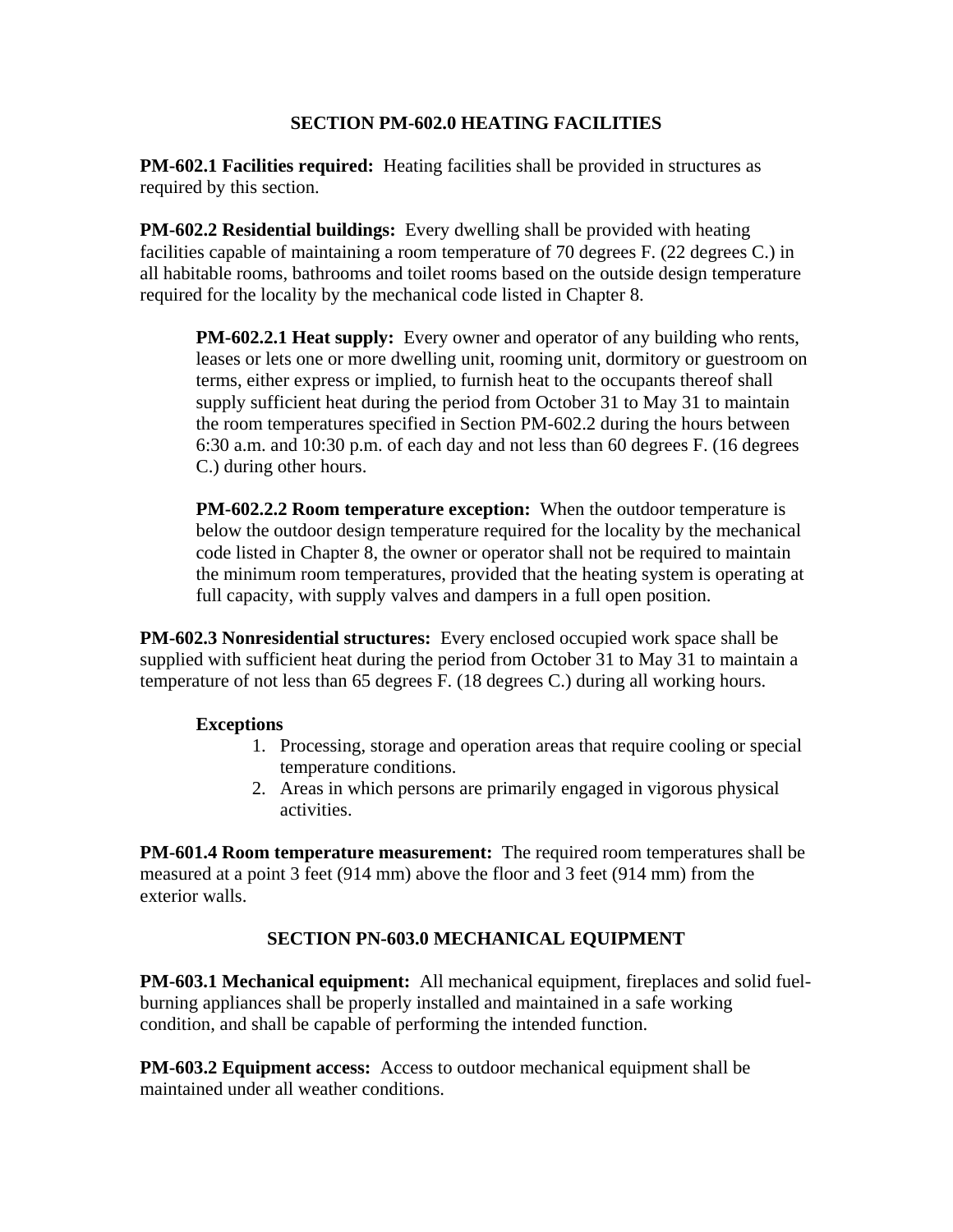## SECTION PM-602.0 HEATING FACILITIES

**PM-602.1 Facilities required:** Heating facilities shall be provided in structures as required by this section.

**PM-602.2 Residential buildings:** Every dwelling shall be provided with heating facilities capable of maintaining a room temperature of 70 degrees F. (22 degrees C.) in all habitable rooms, bathrooms and toilet rooms based on the outside design temperature required for the locality by the mechanical code listed in Chapter 8.

> **PM-602.2.1 Heat supply:** Every owner and operator of any building who rents, leases or lets one or more dwelling unit, rooming unit, dormitory or guestroom on terms, either express or implied, to furnish heat to the occupants thereof shall supply sufficient heat during the period from October 31 to May 31 to maintain the room temperatures specified in Section PM-602.2 during the hours between 6:30 a.m. and 10:30 p.m. of each day and not less than 60 degrees F. (16 degrees C.) during other hours.
>
> **PM-602.2.2 Room temperature exception:** When the outdoor temperature is below the outdoor design temperature required for the locality by the mechanical code listed in Chapter 8, the owner or operator shall not be required to maintain the minimum room temperatures, provided that the heating system is operating at full capacity, with supply valves and dampers in a full open position.

**PM-602.3 Nonresidential structures:** Every enclosed occupied work space shall be supplied with sufficient heat during the period from October 31 to May 31 to maintain a temperature of not less than 65 degrees F. (18 degrees C.) during all working hours.

**Exceptions**

1. Processing, storage and operation areas that require cooling or special temperature conditions.
2. Areas in which persons are primarily engaged in vigorous physical activities.

**PM-601.4 Room temperature measurement:** The required room temperatures shall be measured at a point 3 feet (914 mm) above the floor and 3 feet (914 mm) from the exterior walls.

## SECTION PN-603.0 MECHANICAL EQUIPMENT

**PM-603.1 Mechanical equipment:** All mechanical equipment, fireplaces and solid fuel-burning appliances shall be properly installed and maintained in a safe working condition, and shall be capable of performing the intended function.

**PM-603.2 Equipment access:** Access to outdoor mechanical equipment shall be maintained under all weather conditions.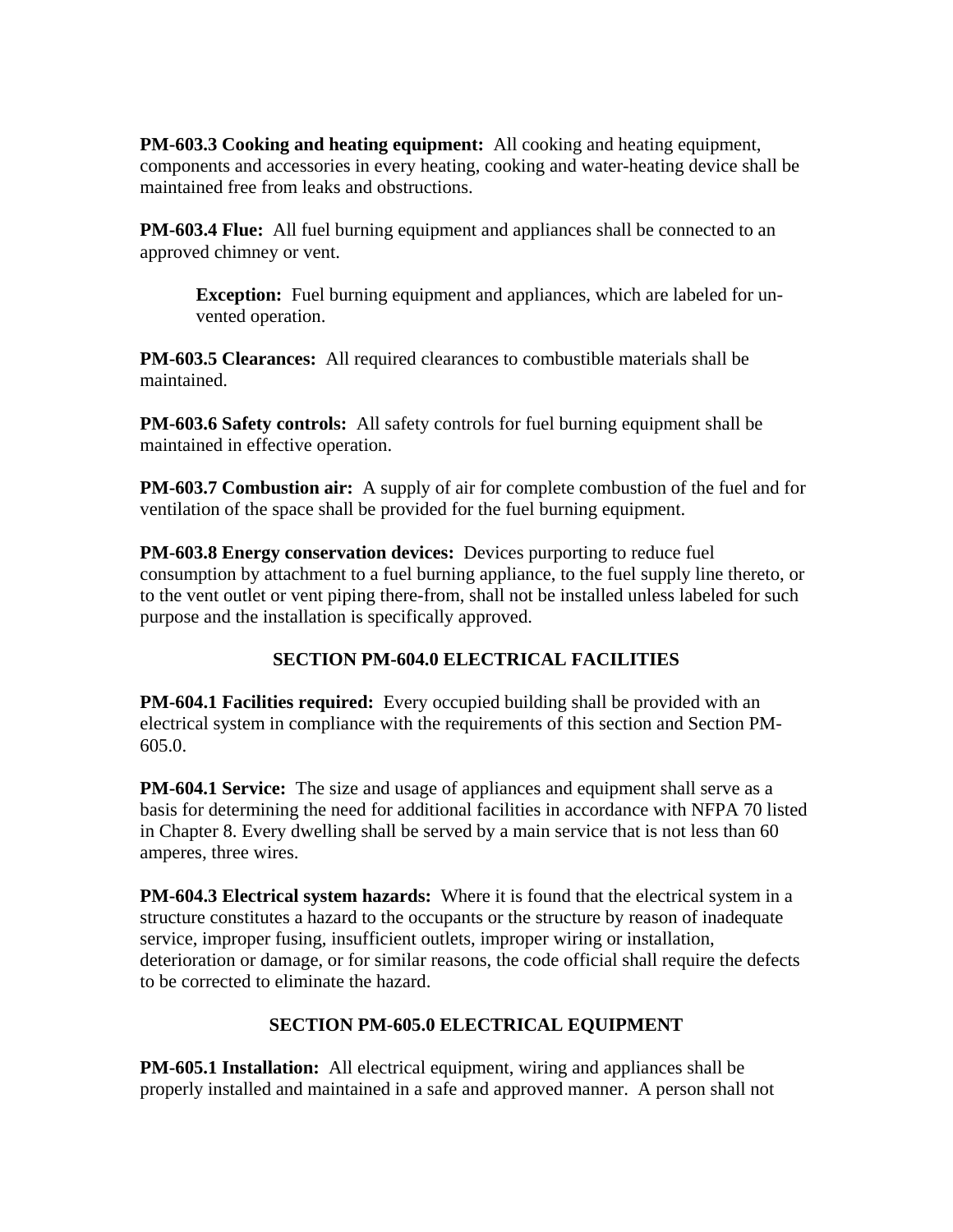**PM-603.3 Cooking and heating equipment:** All cooking and heating equipment, components and accessories in every heating, cooking and water-heating device shall be maintained free from leaks and obstructions.

**PM-603.4 Flue:** All fuel burning equipment and appliances shall be connected to an approved chimney or vent.

> **Exception:** Fuel burning equipment and appliances, which are labeled for un-vented operation.

**PM-603.5 Clearances:** All required clearances to combustible materials shall be maintained.

**PM-603.6 Safety controls:** All safety controls for fuel burning equipment shall be maintained in effective operation.

**PM-603.7 Combustion air:** A supply of air for complete combustion of the fuel and for ventilation of the space shall be provided for the fuel burning equipment.

**PM-603.8 Energy conservation devices:** Devices purporting to reduce fuel consumption by attachment to a fuel burning appliance, to the fuel supply line thereto, or to the vent outlet or vent piping there-from, shall not be installed unless labeled for such purpose and the installation is specifically approved.

## SECTION PM-604.0 ELECTRICAL FACILITIES

**PM-604.1 Facilities required:** Every occupied building shall be provided with an electrical system in compliance with the requirements of this section and Section PM-605.0.

**PM-604.1 Service:** The size and usage of appliances and equipment shall serve as a basis for determining the need for additional facilities in accordance with NFPA 70 listed in Chapter 8. Every dwelling shall be served by a main service that is not less than 60 amperes, three wires.

**PM-604.3 Electrical system hazards:** Where it is found that the electrical system in a structure constitutes a hazard to the occupants or the structure by reason of inadequate service, improper fusing, insufficient outlets, improper wiring or installation, deterioration or damage, or for similar reasons, the code official shall require the defects to be corrected to eliminate the hazard.

## SECTION PM-605.0 ELECTRICAL EQUIPMENT

**PM-605.1 Installation:** All electrical equipment, wiring and appliances shall be properly installed and maintained in a safe and approved manner. A person shall not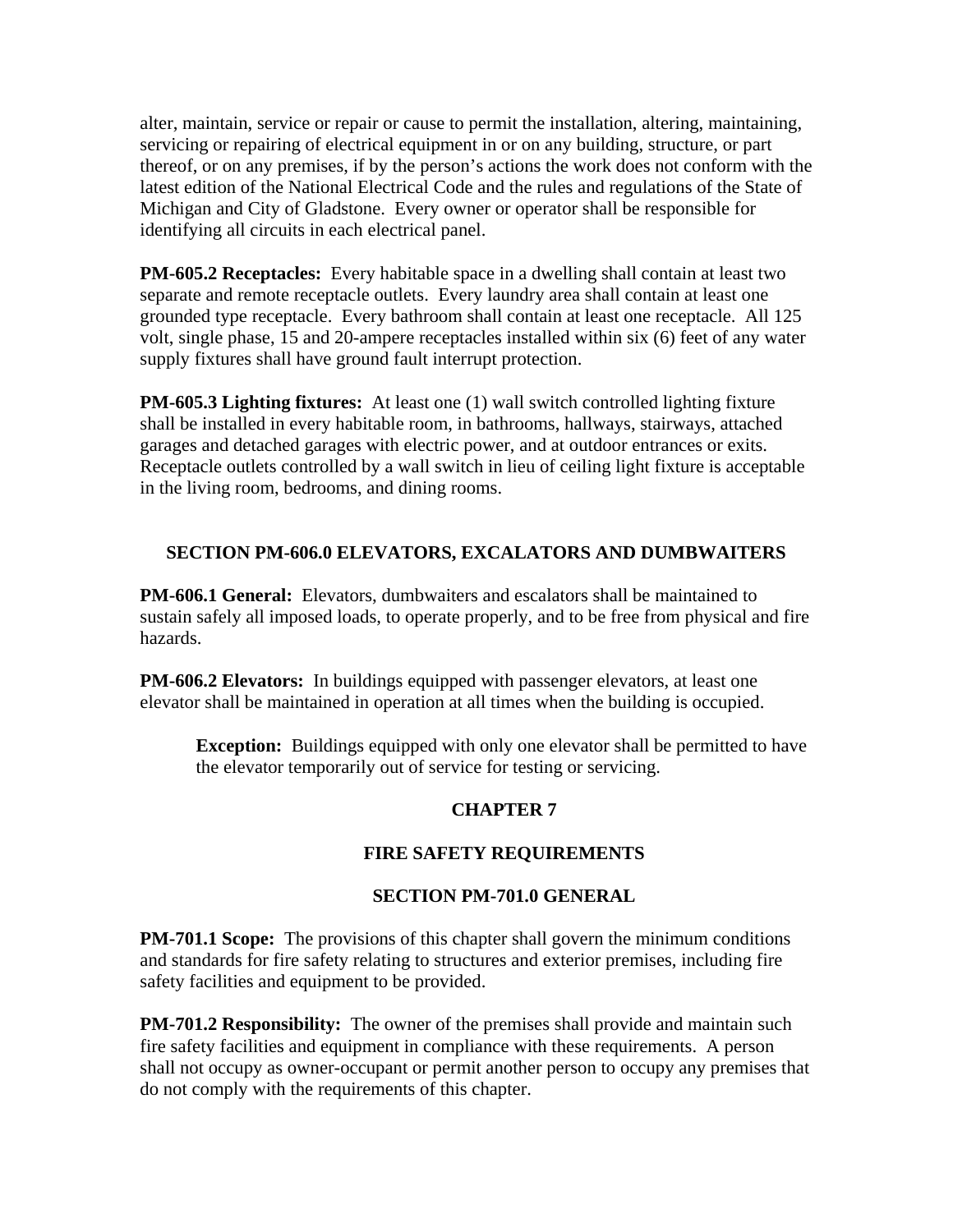alter, maintain, service or repair or cause to permit the installation, altering, maintaining, servicing or repairing of electrical equipment in or on any building, structure, or part thereof, or on any premises, if by the person's actions the work does not conform with the latest edition of the National Electrical Code and the rules and regulations of the State of Michigan and City of Gladstone. Every owner or operator shall be responsible for identifying all circuits in each electrical panel.

**PM-605.2 Receptacles:** Every habitable space in a dwelling shall contain at least two separate and remote receptacle outlets. Every laundry area shall contain at least one grounded type receptacle. Every bathroom shall contain at least one receptacle. All 125 volt, single phase, 15 and 20-ampere receptacles installed within six (6) feet of any water supply fixtures shall have ground fault interrupt protection.

**PM-605.3 Lighting fixtures:** At least one (1) wall switch controlled lighting fixture shall be installed in every habitable room, in bathrooms, hallways, stairways, attached garages and detached garages with electric power, and at outdoor entrances or exits. Receptacle outlets controlled by a wall switch in lieu of ceiling light fixture is acceptable in the living room, bedrooms, and dining rooms.

### SECTION PM-606.0 ELEVATORS, EXCALATORS AND DUMBWAITERS

**PM-606.1 General:** Elevators, dumbwaiters and escalators shall be maintained to sustain safely all imposed loads, to operate properly, and to be free from physical and fire hazards.

**PM-606.2 Elevators:** In buildings equipped with passenger elevators, at least one elevator shall be maintained in operation at all times when the building is occupied.

> **Exception:** Buildings equipped with only one elevator shall be permitted to have the elevator temporarily out of service for testing or servicing.

## CHAPTER 7

## FIRE SAFETY REQUIREMENTS

### SECTION PM-701.0 GENERAL

**PM-701.1 Scope:** The provisions of this chapter shall govern the minimum conditions and standards for fire safety relating to structures and exterior premises, including fire safety facilities and equipment to be provided.

**PM-701.2 Responsibility:** The owner of the premises shall provide and maintain such fire safety facilities and equipment in compliance with these requirements. A person shall not occupy as owner-occupant or permit another person to occupy any premises that do not comply with the requirements of this chapter.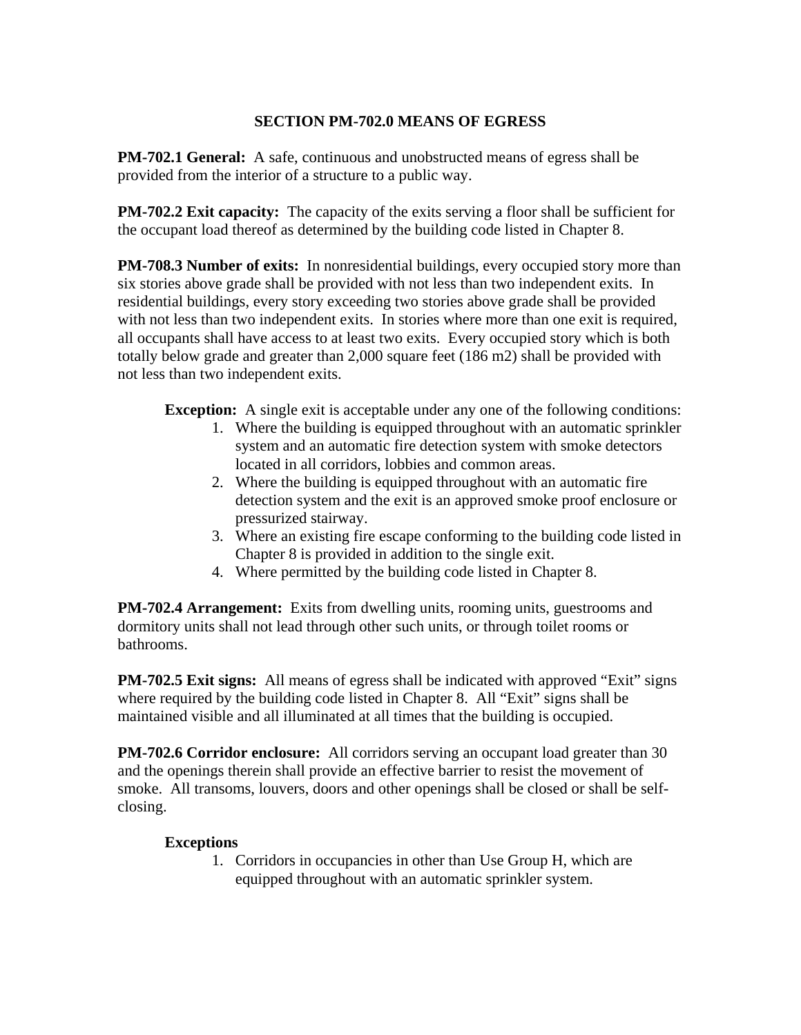## SECTION PM-702.0 MEANS OF EGRESS

**PM-702.1 General:** A safe, continuous and unobstructed means of egress shall be provided from the interior of a structure to a public way.

**PM-702.2 Exit capacity:** The capacity of the exits serving a floor shall be sufficient for the occupant load thereof as determined by the building code listed in Chapter 8.

**PM-708.3 Number of exits:** In nonresidential buildings, every occupied story more than six stories above grade shall be provided with not less than two independent exits. In residential buildings, every story exceeding two stories above grade shall be provided with not less than two independent exits. In stories where more than one exit is required, all occupants shall have access to at least two exits. Every occupied story which is both totally below grade and greater than 2,000 square feet (186 m2) shall be provided with not less than two independent exits.

**Exception:** A single exit is acceptable under any one of the following conditions:

1. Where the building is equipped throughout with an automatic sprinkler system and an automatic fire detection system with smoke detectors located in all corridors, lobbies and common areas.
2. Where the building is equipped throughout with an automatic fire detection system and the exit is an approved smoke proof enclosure or pressurized stairway.
3. Where an existing fire escape conforming to the building code listed in Chapter 8 is provided in addition to the single exit.
4. Where permitted by the building code listed in Chapter 8.

**PM-702.4 Arrangement:** Exits from dwelling units, rooming units, guestrooms and dormitory units shall not lead through other such units, or through toilet rooms or bathrooms.

**PM-702.5 Exit signs:** All means of egress shall be indicated with approved "Exit" signs where required by the building code listed in Chapter 8. All "Exit" signs shall be maintained visible and all illuminated at all times that the building is occupied.

**PM-702.6 Corridor enclosure:** All corridors serving an occupant load greater than 30 and the openings therein shall provide an effective barrier to resist the movement of smoke. All transoms, louvers, doors and other openings shall be closed or shall be self-closing.

**Exceptions**

1. Corridors in occupancies in other than Use Group H, which are equipped throughout with an automatic sprinkler system.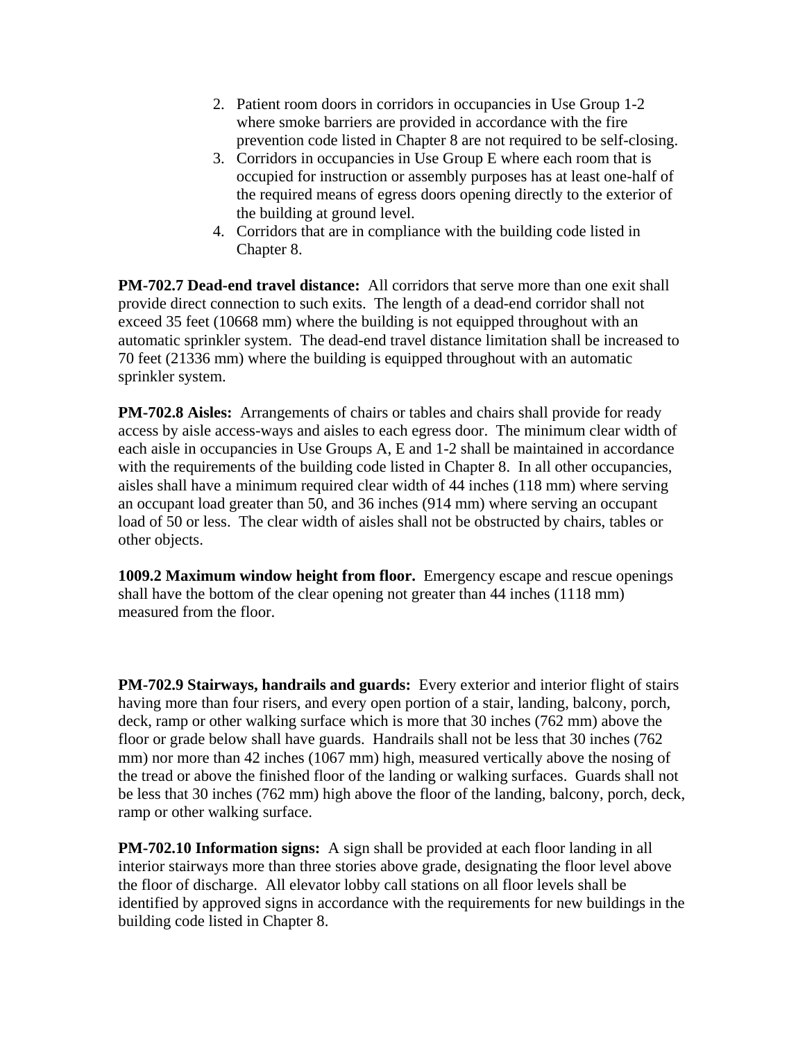2. Patient room doors in corridors in occupancies in Use Group 1-2 where smoke barriers are provided in accordance with the fire prevention code listed in Chapter 8 are not required to be self-closing.
3. Corridors in occupancies in Use Group E where each room that is occupied for instruction or assembly purposes has at least one-half of the required means of egress doors opening directly to the exterior of the building at ground level.
4. Corridors that are in compliance with the building code listed in Chapter 8.

**PM-702.7 Dead-end travel distance:** All corridors that serve more than one exit shall provide direct connection to such exits. The length of a dead-end corridor shall not exceed 35 feet (10668 mm) where the building is not equipped throughout with an automatic sprinkler system. The dead-end travel distance limitation shall be increased to 70 feet (21336 mm) where the building is equipped throughout with an automatic sprinkler system.

**PM-702.8 Aisles:** Arrangements of chairs or tables and chairs shall provide for ready access by aisle access-ways and aisles to each egress door. The minimum clear width of each aisle in occupancies in Use Groups A, E and 1-2 shall be maintained in accordance with the requirements of the building code listed in Chapter 8. In all other occupancies, aisles shall have a minimum required clear width of 44 inches (118 mm) where serving an occupant load greater than 50, and 36 inches (914 mm) where serving an occupant load of 50 or less. The clear width of aisles shall not be obstructed by chairs, tables or other objects.

**1009.2 Maximum window height from floor.** Emergency escape and rescue openings shall have the bottom of the clear opening not greater than 44 inches (1118 mm) measured from the floor.

**PM-702.9 Stairways, handrails and guards:** Every exterior and interior flight of stairs having more than four risers, and every open portion of a stair, landing, balcony, porch, deck, ramp or other walking surface which is more that 30 inches (762 mm) above the floor or grade below shall have guards. Handrails shall not be less that 30 inches (762 mm) nor more than 42 inches (1067 mm) high, measured vertically above the nosing of the tread or above the finished floor of the landing or walking surfaces. Guards shall not be less that 30 inches (762 mm) high above the floor of the landing, balcony, porch, deck, ramp or other walking surface.

**PM-702.10 Information signs:** A sign shall be provided at each floor landing in all interior stairways more than three stories above grade, designating the floor level above the floor of discharge. All elevator lobby call stations on all floor levels shall be identified by approved signs in accordance with the requirements for new buildings in the building code listed in Chapter 8.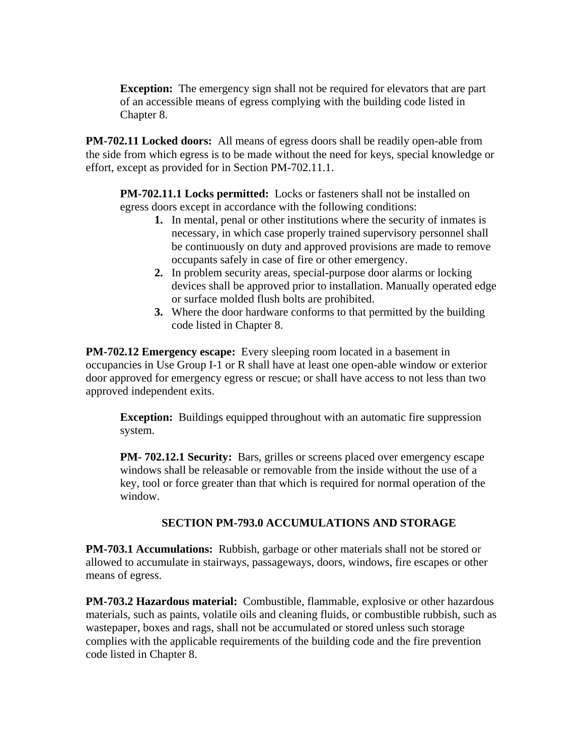**Exception:** The emergency sign shall not be required for elevators that are part of an accessible means of egress complying with the building code listed in Chapter 8.

**PM-702.11 Locked doors:** All means of egress doors shall be readily open-able from the side from which egress is to be made without the need for keys, special knowledge or effort, except as provided for in Section PM-702.11.1.

**PM-702.11.1 Locks permitted:** Locks or fasteners shall not be installed on egress doors except in accordance with the following conditions:

1. In mental, penal or other institutions where the security of inmates is necessary, in which case properly trained supervisory personnel shall be continuously on duty and approved provisions are made to remove occupants safely in case of fire or other emergency.
2. In problem security areas, special-purpose door alarms or locking devices shall be approved prior to installation. Manually operated edge or surface molded flush bolts are prohibited.
3. Where the door hardware conforms to that permitted by the building code listed in Chapter 8.

**PM-702.12 Emergency escape:** Every sleeping room located in a basement in occupancies in Use Group I-1 or R shall have at least one open-able window or exterior door approved for emergency egress or rescue; or shall have access to not less than two approved independent exits.

**Exception:** Buildings equipped throughout with an automatic fire suppression system.

**PM- 702.12.1 Security:** Bars, grilles or screens placed over emergency escape windows shall be releasable or removable from the inside without the use of a key, tool or force greater than that which is required for normal operation of the window.

## SECTION PM-793.0 ACCUMULATIONS AND STORAGE

**PM-703.1 Accumulations:** Rubbish, garbage or other materials shall not be stored or allowed to accumulate in stairways, passageways, doors, windows, fire escapes or other means of egress.

**PM-703.2 Hazardous material:** Combustible, flammable, explosive or other hazardous materials, such as paints, volatile oils and cleaning fluids, or combustible rubbish, such as wastepaper, boxes and rags, shall not be accumulated or stored unless such storage complies with the applicable requirements of the building code and the fire prevention code listed in Chapter 8.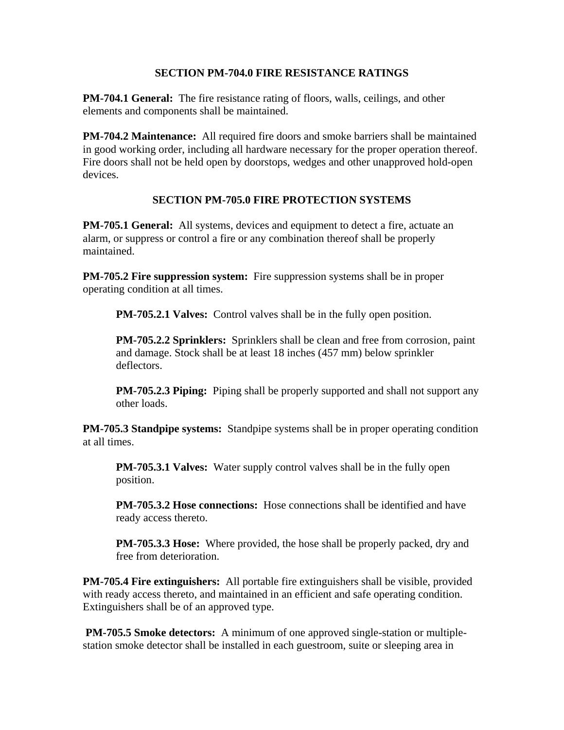## SECTION PM-704.0 FIRE RESISTANCE RATINGS

**PM-704.1 General:** The fire resistance rating of floors, walls, ceilings, and other elements and components shall be maintained.

**PM-704.2 Maintenance:** All required fire doors and smoke barriers shall be maintained in good working order, including all hardware necessary for the proper operation thereof. Fire doors shall not be held open by doorstops, wedges and other unapproved hold-open devices.

## SECTION PM-705.0 FIRE PROTECTION SYSTEMS

**PM-705.1 General:** All systems, devices and equipment to detect a fire, actuate an alarm, or suppress or control a fire or any combination thereof shall be properly maintained.

**PM-705.2 Fire suppression system:** Fire suppression systems shall be in proper operating condition at all times.

> **PM-705.2.1 Valves:** Control valves shall be in the fully open position.
>
> **PM-705.2.2 Sprinklers:** Sprinklers shall be clean and free from corrosion, paint and damage. Stock shall be at least 18 inches (457 mm) below sprinkler deflectors.
>
> **PM-705.2.3 Piping:** Piping shall be properly supported and shall not support any other loads.

**PM-705.3 Standpipe systems:** Standpipe systems shall be in proper operating condition at all times.

> **PM-705.3.1 Valves:** Water supply control valves shall be in the fully open position.
>
> **PM-705.3.2 Hose connections:** Hose connections shall be identified and have ready access thereto.
>
> **PM-705.3.3 Hose:** Where provided, the hose shall be properly packed, dry and free from deterioration.

**PM-705.4 Fire extinguishers:** All portable fire extinguishers shall be visible, provided with ready access thereto, and maintained in an efficient and safe operating condition. Extinguishers shall be of an approved type.

**PM-705.5 Smoke detectors:** A minimum of one approved single-station or multiple-station smoke detector shall be installed in each guestroom, suite or sleeping area in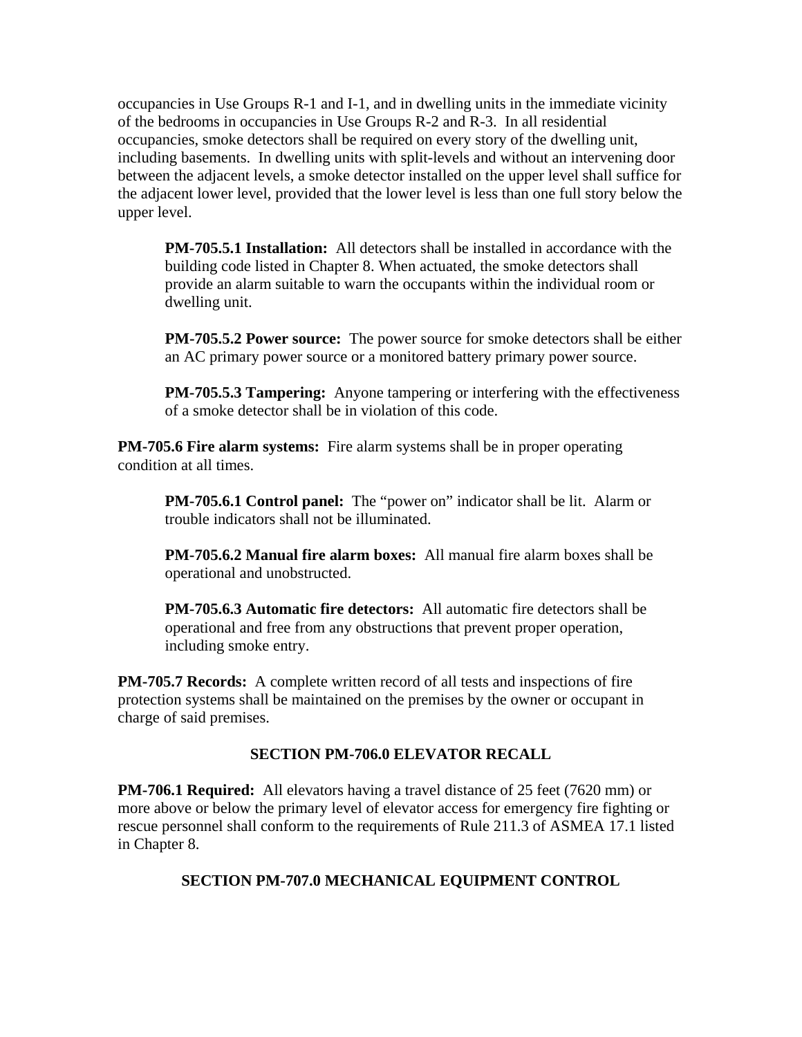occupancies in Use Groups R-1 and I-1, and in dwelling units in the immediate vicinity of the bedrooms in occupancies in Use Groups R-2 and R-3. In all residential occupancies, smoke detectors shall be required on every story of the dwelling unit, including basements. In dwelling units with split-levels and without an intervening door between the adjacent levels, a smoke detector installed on the upper level shall suffice for the adjacent lower level, provided that the lower level is less than one full story below the upper level.

**PM-705.5.1 Installation:** All detectors shall be installed in accordance with the building code listed in Chapter 8. When actuated, the smoke detectors shall provide an alarm suitable to warn the occupants within the individual room or dwelling unit.

**PM-705.5.2 Power source:** The power source for smoke detectors shall be either an AC primary power source or a monitored battery primary power source.

**PM-705.5.3 Tampering:** Anyone tampering or interfering with the effectiveness of a smoke detector shall be in violation of this code.

**PM-705.6 Fire alarm systems:** Fire alarm systems shall be in proper operating condition at all times.

**PM-705.6.1 Control panel:** The "power on" indicator shall be lit. Alarm or trouble indicators shall not be illuminated.

**PM-705.6.2 Manual fire alarm boxes:** All manual fire alarm boxes shall be operational and unobstructed.

**PM-705.6.3 Automatic fire detectors:** All automatic fire detectors shall be operational and free from any obstructions that prevent proper operation, including smoke entry.

**PM-705.7 Records:** A complete written record of all tests and inspections of fire protection systems shall be maintained on the premises by the owner or occupant in charge of said premises.

## SECTION PM-706.0 ELEVATOR RECALL

**PM-706.1 Required:** All elevators having a travel distance of 25 feet (7620 mm) or more above or below the primary level of elevator access for emergency fire fighting or rescue personnel shall conform to the requirements of Rule 211.3 of ASMEA 17.1 listed in Chapter 8.

## SECTION PM-707.0 MECHANICAL EQUIPMENT CONTROL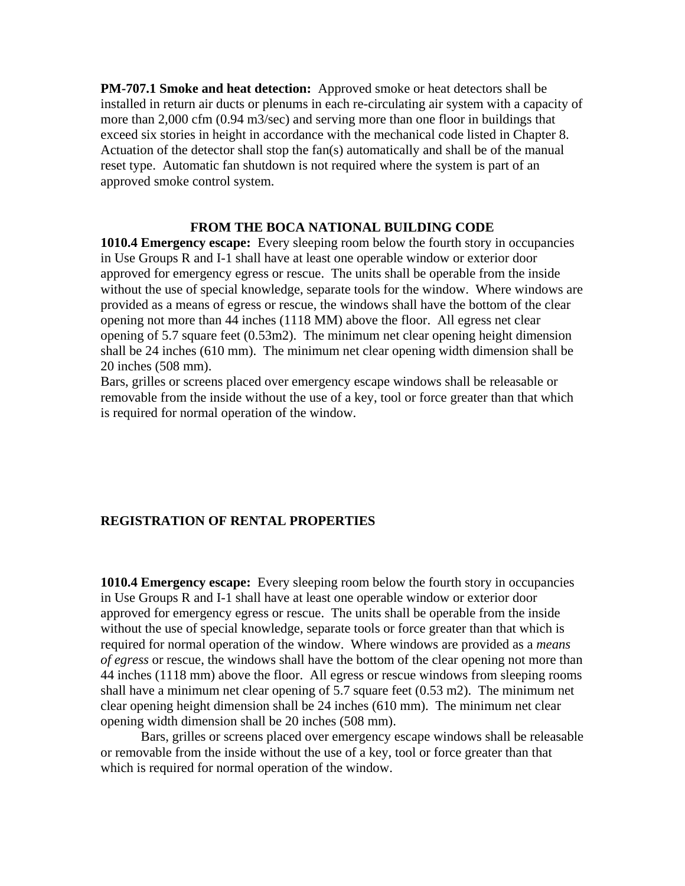**PM-707.1 Smoke and heat detection:** Approved smoke or heat detectors shall be installed in return air ducts or plenums in each re-circulating air system with a capacity of more than 2,000 cfm (0.94 m3/sec) and serving more than one floor in buildings that exceed six stories in height in accordance with the mechanical code listed in Chapter 8. Actuation of the detector shall stop the fan(s) automatically and shall be of the manual reset type. Automatic fan shutdown is not required where the system is part of an approved smoke control system.

## FROM THE BOCA NATIONAL BUILDING CODE

**1010.4 Emergency escape:** Every sleeping room below the fourth story in occupancies in Use Groups R and I-1 shall have at least one operable window or exterior door approved for emergency egress or rescue. The units shall be operable from the inside without the use of special knowledge, separate tools for the window. Where windows are provided as a means of egress or rescue, the windows shall have the bottom of the clear opening not more than 44 inches (1118 MM) above the floor. All egress net clear opening of 5.7 square feet (0.53m2). The minimum net clear opening height dimension shall be 24 inches (610 mm). The minimum net clear opening width dimension shall be 20 inches (508 mm).
Bars, grilles or screens placed over emergency escape windows shall be releasable or removable from the inside without the use of a key, tool or force greater than that which is required for normal operation of the window.

## REGISTRATION OF RENTAL PROPERTIES

**1010.4 Emergency escape:** Every sleeping room below the fourth story in occupancies in Use Groups R and I-1 shall have at least one operable window or exterior door approved for emergency egress or rescue. The units shall be operable from the inside without the use of special knowledge, separate tools or force greater than that which is required for normal operation of the window. Where windows are provided as a *means of egress* or rescue, the windows shall have the bottom of the clear opening not more than 44 inches (1118 mm) above the floor. All egress or rescue windows from sleeping rooms shall have a minimum net clear opening of 5.7 square feet (0.53 m2). The minimum net clear opening height dimension shall be 24 inches (610 mm). The minimum net clear opening width dimension shall be 20 inches (508 mm).

Bars, grilles or screens placed over emergency escape windows shall be releasable or removable from the inside without the use of a key, tool or force greater than that which is required for normal operation of the window.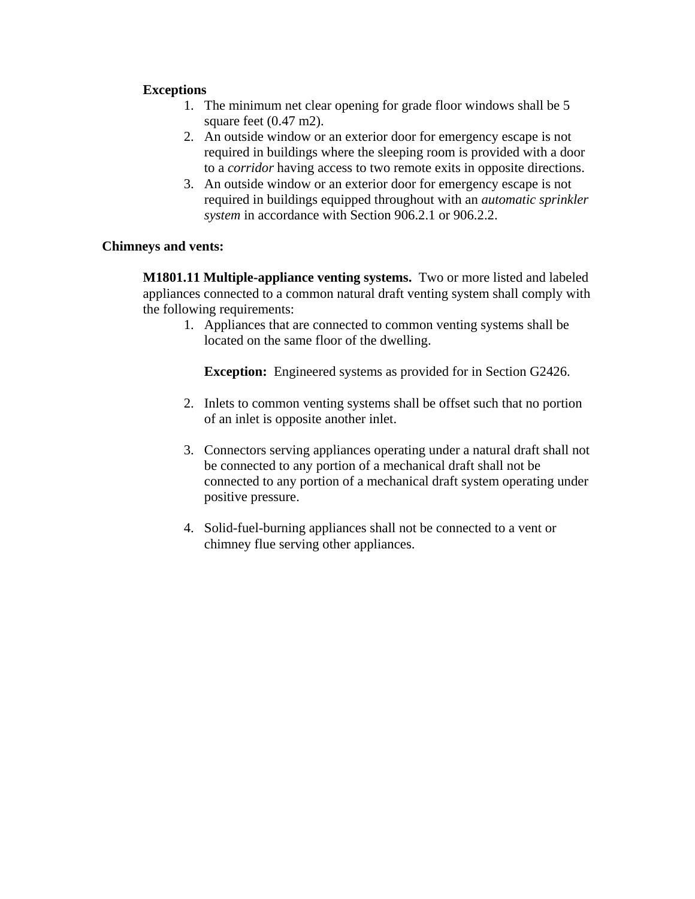**Exceptions**

1. The minimum net clear opening for grade floor windows shall be 5 square feet (0.47 m2).
2. An outside window or an exterior door for emergency escape is not required in buildings where the sleeping room is provided with a door to a *corridor* having access to two remote exits in opposite directions.
3. An outside window or an exterior door for emergency escape is not required in buildings equipped throughout with an *automatic sprinkler system* in accordance with Section 906.2.1 or 906.2.2.

**Chimneys and vents:**

**M1801.11 Multiple-appliance venting systems.** Two or more listed and labeled appliances connected to a common natural draft venting system shall comply with the following requirements:

1. Appliances that are connected to common venting systems shall be located on the same floor of the dwelling.

   **Exception:** Engineered systems as provided for in Section G2426.

2. Inlets to common venting systems shall be offset such that no portion of an inlet is opposite another inlet.

3. Connectors serving appliances operating under a natural draft shall not be connected to any portion of a mechanical draft shall not be connected to any portion of a mechanical draft system operating under positive pressure.

4. Solid-fuel-burning appliances shall not be connected to a vent or chimney flue serving other appliances.